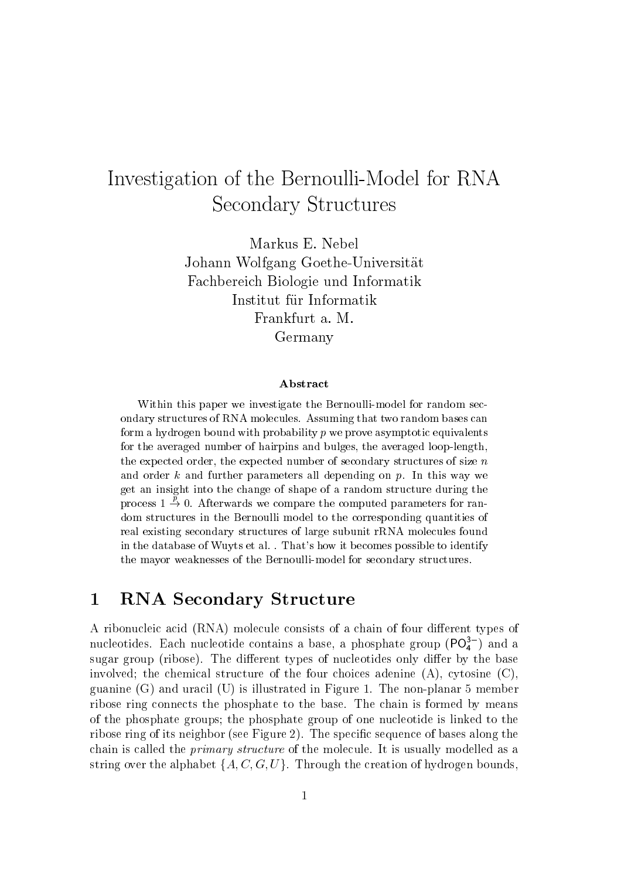# Investigation of the Bernoulli-Model for RNA Secondary Structures

Markus E. Nebel
Johann Wolfgang Goethe-Universität
Fachbereich Biologie und Informatik
Institut für Informatik
Frankfurt a. M.
Germany

### Abstract

Within this paper we investigate the Bernoulli-model for random secondary structures of RNA molecules. Assuming that two random bases can form a hydrogen bound with probability $p$ we prove asymptotic equivalents for the averaged number of hairpins and bulges, the averaged loop-length, the expected order, the expected number of secondary structures of size $n$ and order $k$ and further parameters all depending on $p$. In this way we get an insight into the change of shape of a random structure during the process $1 \stackrel{p}{\to} 0$. Afterwards we compare the computed parameters for random structures in the Bernoulli model to the corresponding quantities of real existing secondary structures of large subunit rRNA molecules found in the database of Wuyts et al. . That's how it becomes possible to identify the mayor weaknesses of the Bernoulli-model for secondary structures.

## 1 RNA Secondary Structure

A ribonucleic acid (RNA) molecule consists of a chain of four different types of nucleotides. Each nucleotide contains a base, a phosphate group ($PO_4^{3-}$) and a sugar group (ribose). The different types of nucleotides only differ by the base involved; the chemical structure of the four choices adenine (A), cytosine (C), guanine (G) and uracil (U) is illustrated in Figure 1. The non-planar 5 member ribose ring connects the phosphate to the base. The chain is formed by means of the phosphate groups; the phosphate group of one nucleotide is linked to the ribose ring of its neighbor (see Figure 2). The specific sequence of bases along the chain is called the *primary structure* of the molecule. It is usually modelled as a string over the alphabet $\{A, C, G, U\}$. Through the creation of hydrogen bounds,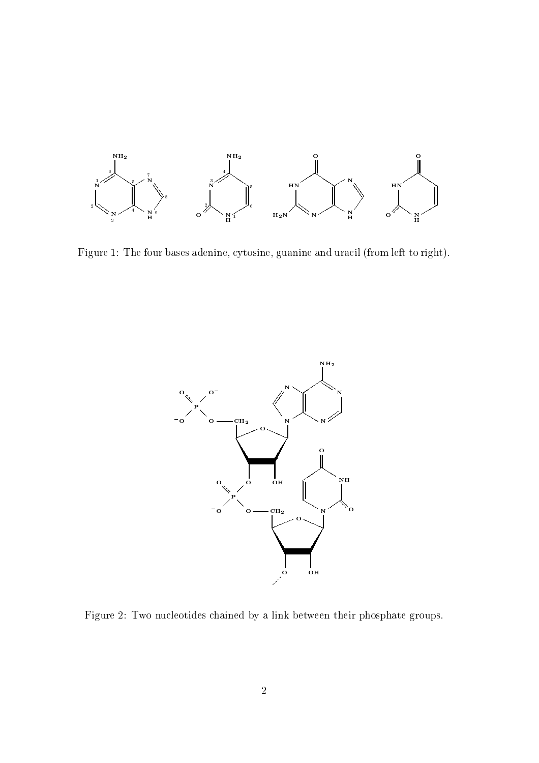Figure 1: The four bases adenine, cytosine, guanine and uracil (from left to right).

Figure 2: Two nucleotides chained by a link between their phosphate groups.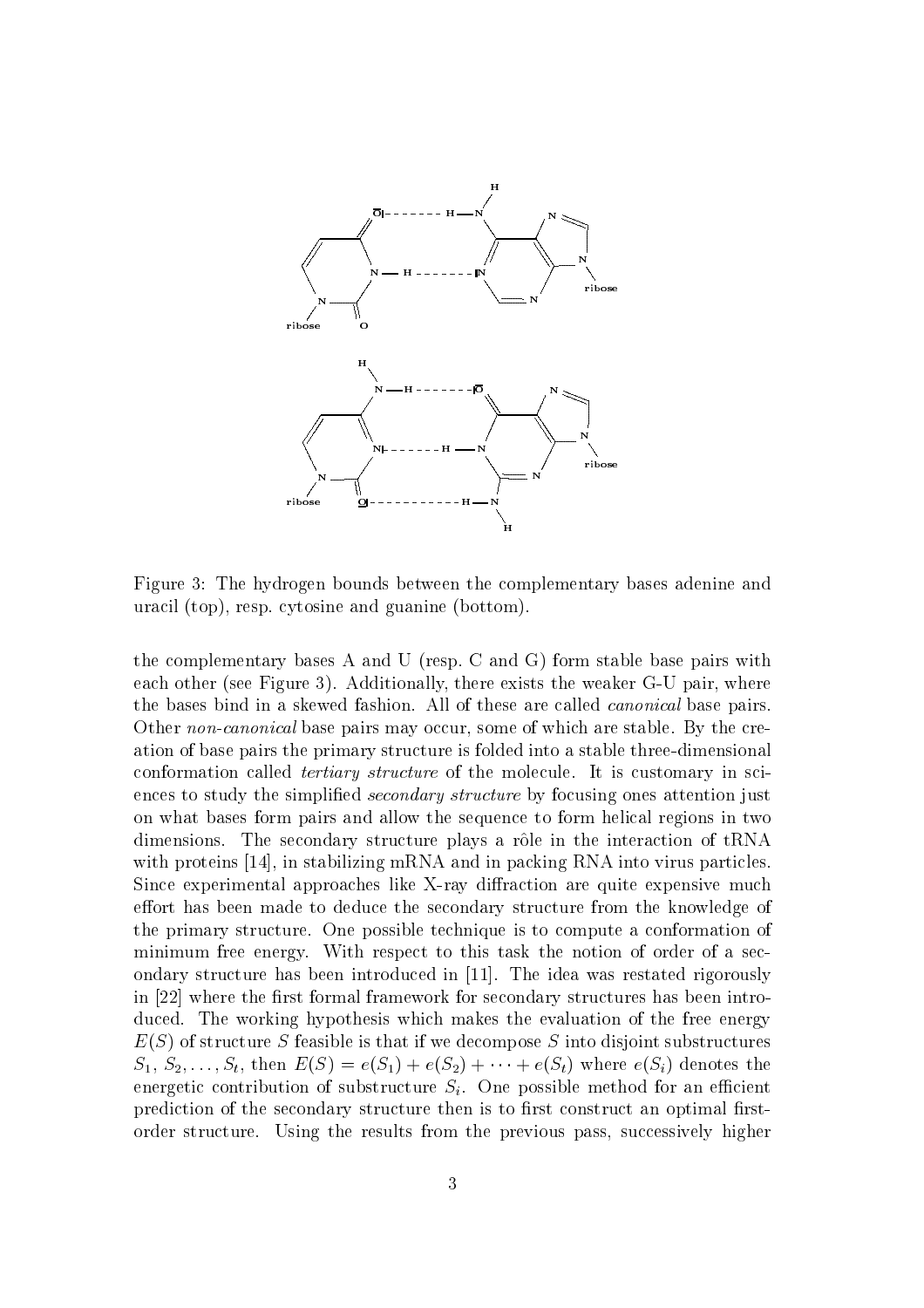Figure 3: The hydrogen bounds between the complementary bases adenine and uracil (top), resp. cytosine and guanine (bottom).

the complementary bases A and U (resp. C and G) form stable base pairs with each other (see Figure 3). Additionally, there exists the weaker G-U pair, where the bases bind in a skewed fashion. All of these are called *canonical* base pairs. Other *non-canonical* base pairs may occur, some of which are stable. By the creation of base pairs the primary structure is folded into a stable three-dimensional conformation called *tertiary structure* of the molecule. It is customary in sciences to study the simplified *secondary structure* by focusing ones attention just on what bases form pairs and allow the sequence to form helical regions in two dimensions. The secondary structure plays a rôle in the interaction of tRNA with proteins [14], in stabilizing mRNA and in packing RNA into virus particles. Since experimental approaches like X-ray diffraction are quite expensive much effort has been made to deduce the secondary structure from the knowledge of the primary structure. One possible technique is to compute a conformation of minimum free energy. With respect to this task the notion of order of a secondary structure has been introduced in [11]. The idea was restated rigorously in [22] where the first formal framework for secondary structures has been introduced. The working hypothesis which makes the evaluation of the free energy $E(S)$ of structure $S$ feasible is that if we decompose $S$ into disjoint substructures $S_1, S_2, \dots, S_t$, then $E(S) = e(S_1) + e(S_2) + \cdots + e(S_t)$ where $e(S_i)$ denotes the energetic contribution of substructure $S_i$. One possible method for an efficient prediction of the secondary structure then is to first construct an optimal first-order structure. Using the results from the previous pass, successively higher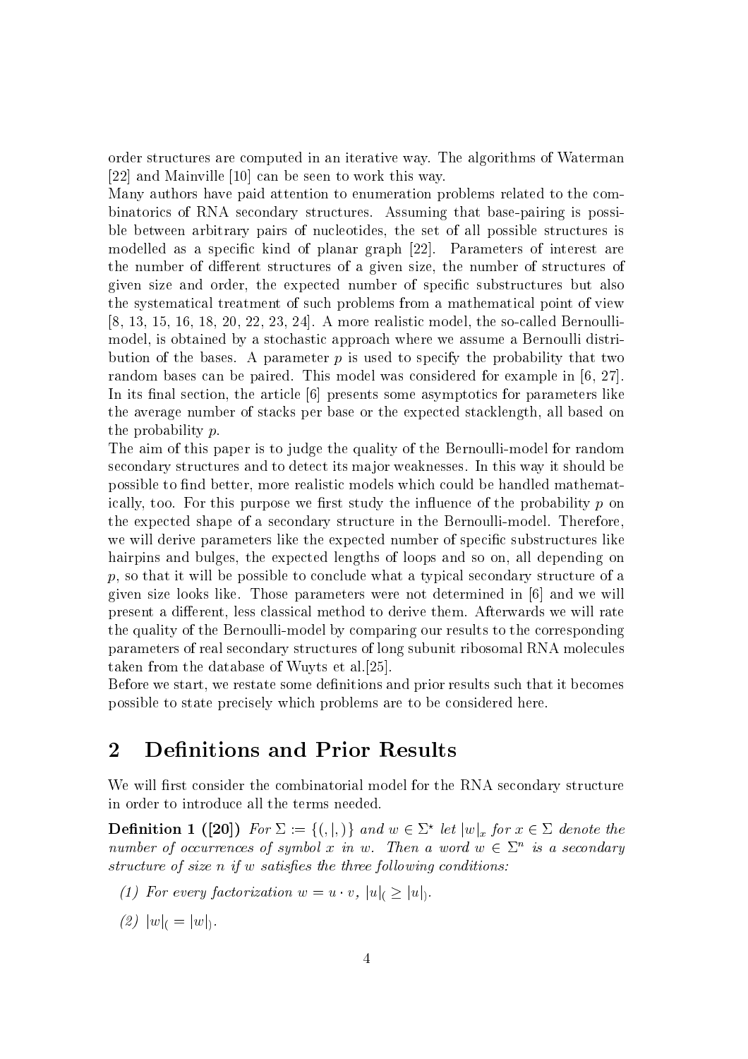order structures are computed in an iterative way. The algorithms of Waterman [22] and Mainville [10] can be seen to work this way.

Many authors have paid attention to enumeration problems related to the combinatorics of RNA secondary structures. Assuming that base-pairing is possible between arbitrary pairs of nucleotides, the set of all possible structures is modelled as a specific kind of planar graph [22]. Parameters of interest are the number of different structures of a given size, the number of structures of given size and order, the expected number of specific substructures but also the systematical treatment of such problems from a mathematical point of view [8, 13, 15, 16, 18, 20, 22, 23, 24]. A more realistic model, the so-called Bernoulli-model, is obtained by a stochastic approach where we assume a Bernoulli distribution of the bases. A parameter $p$ is used to specify the probability that two random bases can be paired. This model was considered for example in [6, 27]. In its final section, the article [6] presents some asymptotics for parameters like the average number of stacks per base or the expected stacklength, all based on the probability $p$.

The aim of this paper is to judge the quality of the Bernoulli-model for random secondary structures and to detect its major weaknesses. In this way it should be possible to find better, more realistic models which could be handled mathematically, too. For this purpose we first study the influence of the probability $p$ on the expected shape of a secondary structure in the Bernoulli-model. Therefore, we will derive parameters like the expected number of specific substructures like hairpins and bulges, the expected lengths of loops and so on, all depending on $p$, so that it will be possible to conclude what a typical secondary structure of a given size looks like. Those parameters were not determined in [6] and we will present a different, less classical method to derive them. Afterwards we will rate the quality of the Bernoulli-model by comparing our results to the corresponding parameters of real secondary structures of long subunit ribosomal RNA molecules taken from the database of Wuyts et al.[25].

Before we start, we restate some definitions and prior results such that it becomes possible to state precisely which problems are to be considered here.

## 2 Definitions and Prior Results

We will first consider the combinatorial model for the RNA secondary structure in order to introduce all the terms needed.

**Definition 1 ([20])** *For $\Sigma := \{(, |, )\}$ and $w \in \Sigma^\star$ let $|w|_x$ for $x \in \Sigma$ denote the number of occurrences of symbol $x$ in $w$. Then a word $w \in \Sigma^n$ is a secondary structure of size $n$ if $w$ satisfies the three following conditions:*

*(1) For every factorization $w = u \cdot v$, $|u|_( \geq |u|_)$.*

*(2) $|w|_( = |w|_)$.*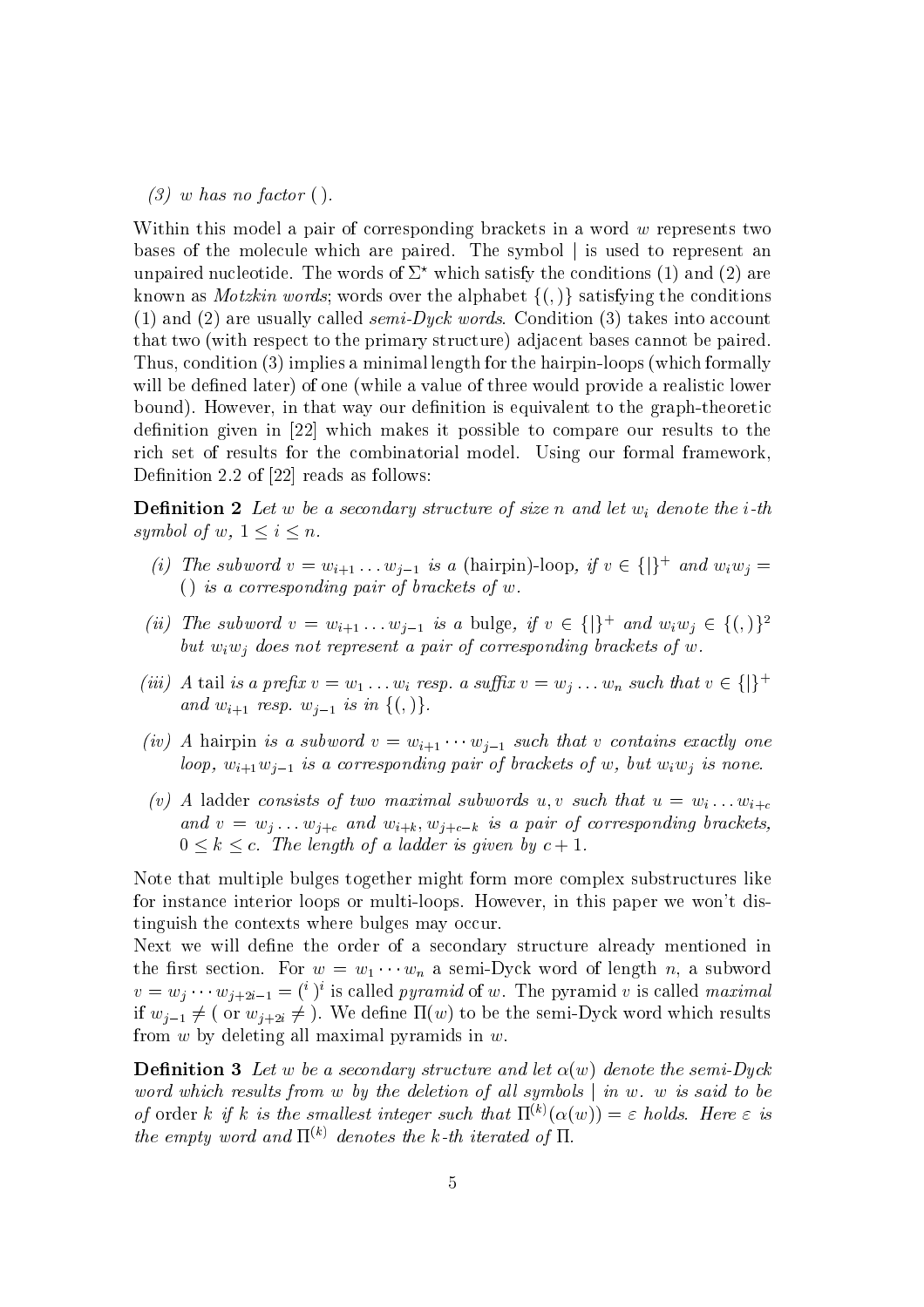(3) $w$ has no factor $()$.

Within this model a pair of corresponding brackets in a word $w$ represents two bases of the molecule which are paired. The symbol $|$ is used to represent an unpaired nucleotide. The words of $\Sigma^\star$ which satisfy the conditions (1) and (2) are known as *Motzkin words*; words over the alphabet $\{(,)\}$ satisfying the conditions (1) and (2) are usually called *semi-Dyck words*. Condition (3) takes into account that two (with respect to the primary structure) adjacent bases cannot be paired. Thus, condition (3) implies a minimal length for the hairpin-loops (which formally will be defined later) of one (while a value of three would provide a realistic lower bound). However, in that way our definition is equivalent to the graph-theoretic definition given in [22] which makes it possible to compare our results to the rich set of results for the combinatorial model. Using our formal framework, Definition 2.2 of [22] reads as follows:

**Definition 2** *Let $w$ be a secondary structure of size $n$ and let $w_i$ denote the $i$-th symbol of $w$, $1 \leq i \leq n$.*

*(i) The subword $v = w_{i+1} \dots w_{j-1}$ is a* (hairpin)-loop, *if $v \in \{|\}^+$ and $w_i w_j = ()$ is a corresponding pair of brackets of $w$.*

*(ii) The subword $v = w_{i+1} \dots w_{j-1}$ is a* bulge, *if $v \in \{|\}^+$ and $w_i w_j \in \{(,)\}^2$ but $w_i w_j$ does not represent a pair of corresponding brackets of $w$.*

*(iii) A* tail *is a prefix $v = w_1 \dots w_i$ resp. a suffix $v = w_j \dots w_n$ such that $v \in \{|\}^+$ and $w_{i+1}$ resp. $w_{j-1}$ is in $\{(,)\}$.*

*(iv) A* hairpin *is a subword $v = w_{i+1} \cdots w_{j-1}$ such that $v$ contains exactly one loop, $w_{i+1} w_{j-1}$ is a corresponding pair of brackets of $w$, but $w_i w_j$ is none.*

*(v) A* ladder *consists of two maximal subwords $u, v$ such that $u = w_i \dots w_{i+c}$ and $v = w_j \dots w_{j+c}$ and $w_{i+k}, w_{j+c-k}$ is a pair of corresponding brackets, $0 \leq k \leq c$. The length of a ladder is given by $c + 1$.*

Note that multiple bulges together might form more complex substructures like for instance interior loops or multi-loops. However, in this paper we won't distinguish the contexts where bulges may occur.

Next we will define the order of a secondary structure already mentioned in the first section. For $w = w_1 \cdots w_n$ a semi-Dyck word of length $n$, a subword $v = w_j \cdots w_{j+2i-1} = (^i\,)^i$ is called *pyramid* of $w$. The pyramid $v$ is called *maximal* if $w_{j-1} \neq ($ or $w_{j+2i} \neq )$. We define $\Pi(w)$ to be the semi-Dyck word which results from $w$ by deleting all maximal pyramids in $w$.

**Definition 3** *Let $w$ be a secondary structure and let $\alpha(w)$ denote the semi-Dyck word which results from $w$ by the deletion of all symbols $|$ in $w$. $w$ is said to be of* order $k$ *if $k$ is the smallest integer such that $\Pi^{(k)}(\alpha(w)) = \varepsilon$ holds. Here $\varepsilon$ is the empty word and $\Pi^{(k)}$ denotes the $k$-th iterated of $\Pi$.*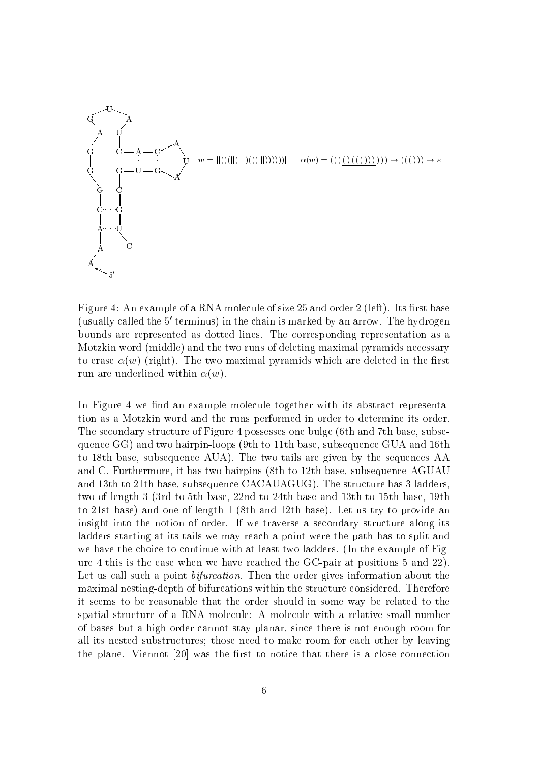$$w = ||(((||(|||)(((|||))))))| \qquad \alpha(w) = (((\underline{()}\,\underline{((()))}))) \to ((())) \to \varepsilon$$

Figure 4: An example of a RNA molecule of size 25 and order 2 (left). Its first base (usually called the $5'$ terminus) in the chain is marked by an arrow. The hydrogen bounds are represented as dotted lines. The corresponding representation as a Motzkin word (middle) and the two runs of deleting maximal pyramids necessary to erase $\alpha(w)$ (right). The two maximal pyramids which are deleted in the first run are underlined within $\alpha(w)$.

In Figure 4 we find an example molecule together with its abstract representation as a Motzkin word and the runs performed in order to determine its order. The secondary structure of Figure 4 possesses one bulge (6th and 7th base, subsequence GG) and two hairpin-loops (9th to 11th base, subsequence GUA and 16th to 18th base, subsequence AUA). The two tails are given by the sequences AA and C. Furthermore, it has two hairpins (8th to 12th base, subsequence AGUAU and 13th to 21th base, subsequence CACAUAGUG). The structure has 3 ladders, two of length 3 (3rd to 5th base, 22nd to 24th base and 13th to 15th base, 19th to 21st base) and one of length 1 (8th and 12th base). Let us try to provide an insight into the notion of order. If we traverse a secondary structure along its ladders starting at its tails we may reach a point were the path has to split and we have the choice to continue with at least two ladders. (In the example of Figure 4 this is the case when we have reached the GC-pair at positions 5 and 22). Let us call such a point *bifurcation*. Then the order gives information about the maximal nesting-depth of bifurcations within the structure considered. Therefore it seems to be reasonable that the order should in some way be related to the spatial structure of a RNA molecule: A molecule with a relative small number of bases but a high order cannot stay planar, since there is not enough room for all its nested substructures; those need to make room for each other by leaving the plane. Viennot [20] was the first to notice that there is a close connection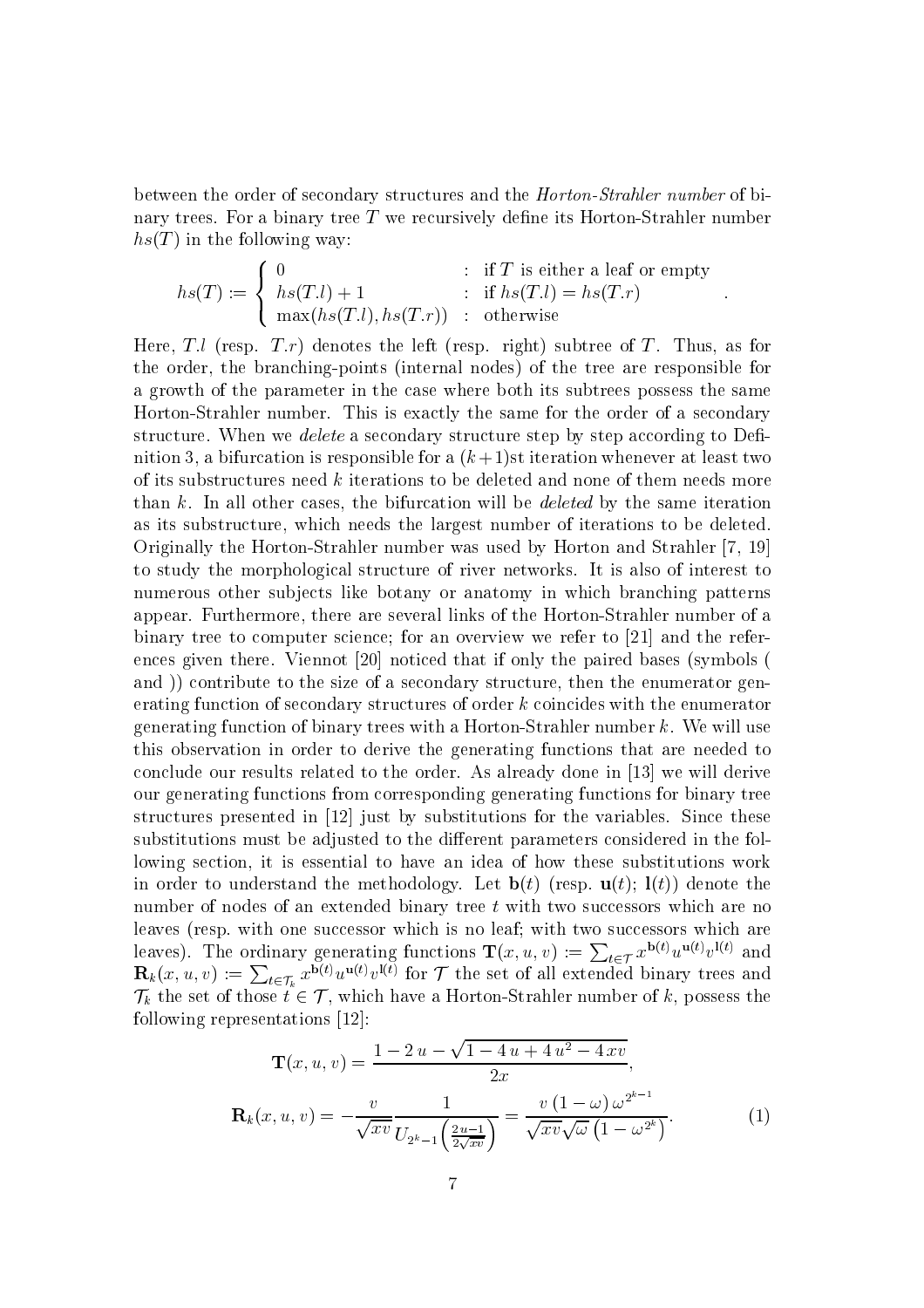between the order of secondary structures and the *Horton-Strahler number* of binary trees. For a binary tree $T$ we recursively define its Horton-Strahler number $hs(T)$ in the following way:

$$hs(T) := \begin{cases} 0 & : \text{ if } T \text{ is either a leaf or empty} \\ hs(T.l)+1 & : \text{ if } hs(T.l) = hs(T.r) \\ \max(hs(T.l), hs(T.r)) & : \text{ otherwise} \end{cases}.$$

Here, $T.l$ (resp. $T.r$) denotes the left (resp. right) subtree of $T$. Thus, as for the order, the branching-points (internal nodes) of the tree are responsible for a growth of the parameter in the case where both its subtrees possess the same Horton-Strahler number. This is exactly the same for the order of a secondary structure. When we *delete* a secondary structure step by step according to Definition 3, a bifurcation is responsible for a $(k+1)$st iteration whenever at least two of its substructures need $k$ iterations to be deleted and none of them needs more than $k$. In all other cases, the bifurcation will be *deleted* by the same iteration as its substructure, which needs the largest number of iterations to be deleted. Originally the Horton-Strahler number was used by Horton and Strahler [7, 19] to study the morphological structure of river networks. It is also of interest to numerous other subjects like botany or anatomy in which branching patterns appear. Furthermore, there are several links of the Horton-Strahler number of a binary tree to computer science; for an overview we refer to [21] and the references given there. Viennot [20] noticed that if only the paired bases (symbols ( and )) contribute to the size of a secondary structure, then the enumerator generating function of secondary structures of order $k$ coincides with the enumerator generating function of binary trees with a Horton-Strahler number $k$. We will use this observation in order to derive the generating functions that are needed to conclude our results related to the order. As already done in [13] we will derive our generating functions from corresponding generating functions for binary tree structures presented in [12] just by substitutions for the variables. Since these substitutions must be adjusted to the different parameters considered in the following section, it is essential to have an idea of how these substitutions work in order to understand the methodology. Let $\mathbf{b}(t)$ (resp. $\mathbf{u}(t)$; $\mathbf{l}(t)$) denote the number of nodes of an extended binary tree $t$ with two successors which are no leaves (resp. with one successor which is no leaf; with two successors which are leaves). The ordinary generating functions $\mathbf{T}(x,u,v) := \sum_{t\in\mathcal{T}} x^{\mathbf{b}(t)} u^{\mathbf{u}(t)} v^{\mathbf{l}(t)}$ and $\mathbf{R}_k(x,u,v) := \sum_{t\in\mathcal{T}_k} x^{\mathbf{b}(t)} u^{\mathbf{u}(t)} v^{\mathbf{l}(t)}$ for $\mathcal{T}$ the set of all extended binary trees and $\mathcal{T}_k$ the set of those $t \in \mathcal{T}$, which have a Horton-Strahler number of $k$, possess the following representations [12]:

$$\mathbf{T}(x,u,v) = \frac{1-2\,u-\sqrt{1-4\,u+4\,u^2-4\,xv}}{2x},$$

$$\mathbf{R}_k(x,u,v) = -\frac{v}{\sqrt{xv}} \frac{1}{U_{2^k-1}\left(\frac{2u-1}{2\sqrt{xv}}\right)} = \frac{v\,(1-\omega)\,\omega^{2^{k-1}}}{\sqrt{xv}\sqrt{\omega}\left(1-\omega^{2^k}\right)}. \tag{1}$$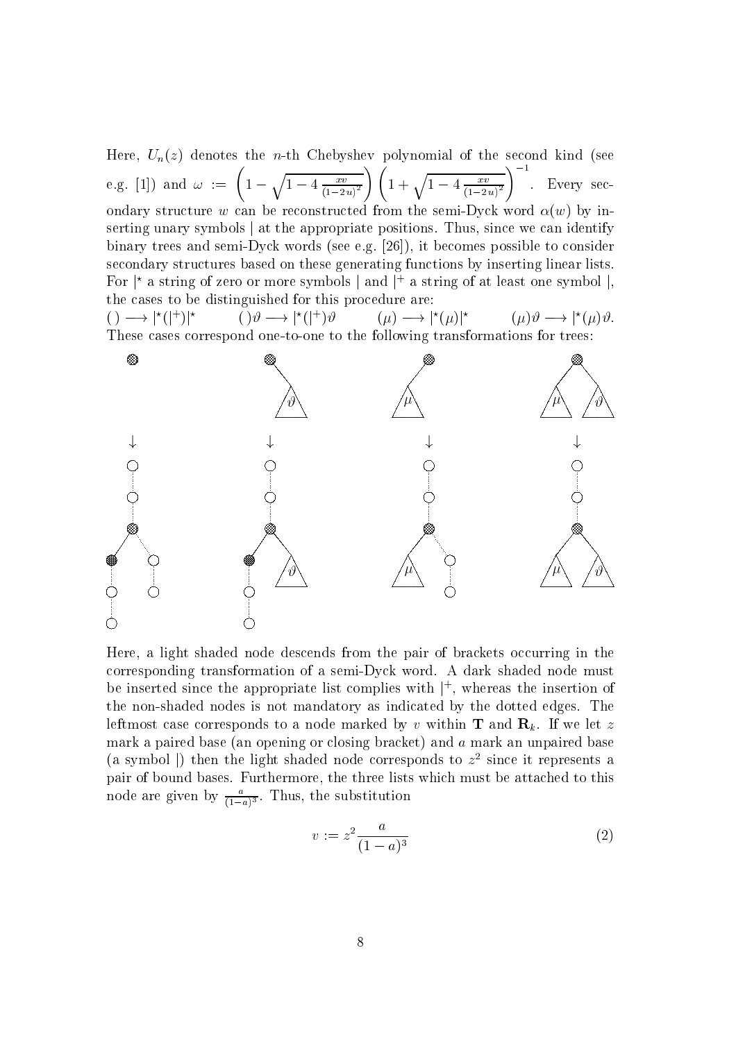Here, $U_n(z)$ denotes the $n$-th Chebyshev polynomial of the second kind (see e.g. [1]) and $\omega := \left(1 - \sqrt{1 - 4\frac{xv}{(1-2u)^2}}\right)\left(1 + \sqrt{1 - 4\frac{xv}{(1-2u)^2}}\right)^{-1}$. Every secondary structure $w$ can be reconstructed from the semi-Dyck word $\alpha(w)$ by inserting unary symbols | at the appropriate positions. Thus, since we can identify binary trees and semi-Dyck words (see e.g. [26]), it becomes possible to consider secondary structures based on these generating functions by inserting linear lists. For $|^\star$ a string of zero or more symbols | and $|^+$ a string of at least one symbol |, the cases to be distinguished for this procedure are:

$() \longrightarrow |^\star(|^+)|^\star \qquad ()\vartheta \longrightarrow |^\star(|^+)\vartheta \qquad (\mu) \longrightarrow |^\star(\mu)|^\star \qquad (\mu)\vartheta \longrightarrow |^\star(\mu)\vartheta.$

These cases correspond one-to-one to the following transformations for trees:

Here, a light shaded node descends from the pair of brackets occurring in the corresponding transformation of a semi-Dyck word. A dark shaded node must be inserted since the appropriate list complies with $|^+$, whereas the insertion of the non-shaded nodes is not mandatory as indicated by the dotted edges. The leftmost case corresponds to a node marked by $v$ within $\mathbf{T}$ and $\mathbf{R}_k$. If we let $z$ mark a paired base (an opening or closing bracket) and $a$ mark an unpaired base (a symbol |) then the light shaded node corresponds to $z^2$ since it represents a pair of bound bases. Furthermore, the three lists which must be attached to this node are given by $\frac{a}{(1-a)^3}$. Thus, the substitution

$$v := z^2 \frac{a}{(1-a)^3} \tag{2}$$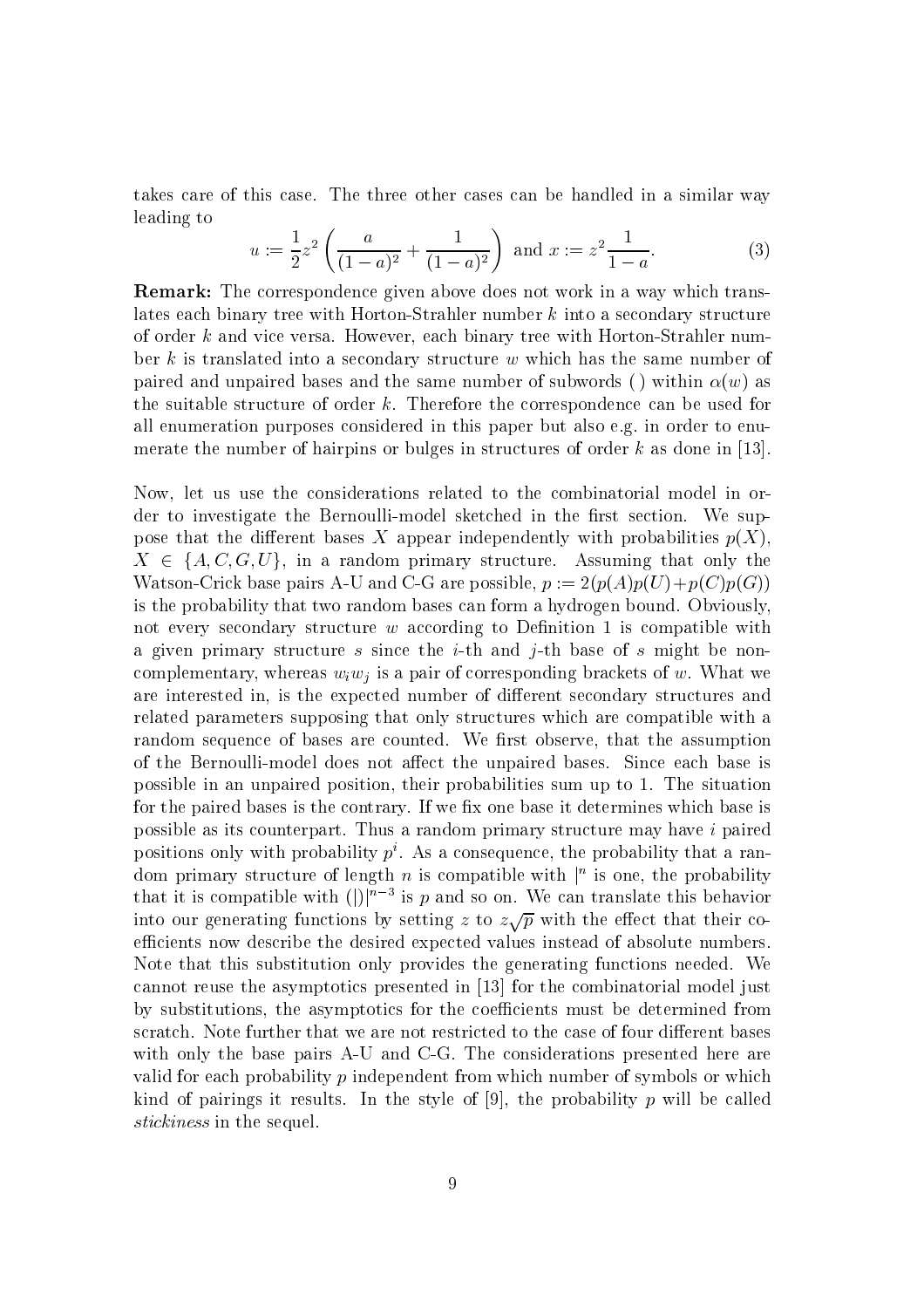takes care of this case. The three other cases can be handled in a similar way leading to

$$u := \frac{1}{2}z^2\left(\frac{a}{(1-a)^2} + \frac{1}{(1-a)^2}\right) \text{ and } x := z^2\frac{1}{1-a}. \tag{3}$$

**Remark:** The correspondence given above does not work in a way which translates each binary tree with Horton-Strahler number $k$ into a secondary structure of order $k$ and vice versa. However, each binary tree with Horton-Strahler number $k$ is translated into a secondary structure $w$ which has the same number of paired and unpaired bases and the same number of subwords ( ) within $\alpha(w)$ as the suitable structure of order $k$. Therefore the correspondence can be used for all enumeration purposes considered in this paper but also e.g. in order to enumerate the number of hairpins or bulges in structures of order $k$ as done in [13].

Now, let us use the considerations related to the combinatorial model in order to investigate the Bernoulli-model sketched in the first section. We suppose that the different bases $X$ appear independently with probabilities $p(X)$, $X \in \{A, C, G, U\}$, in a random primary structure. Assuming that only the Watson-Crick base pairs A-U and C-G are possible, $p := 2(p(A)p(U)+p(C)p(G))$ is the probability that two random bases can form a hydrogen bound. Obviously, not every secondary structure $w$ according to Definition 1 is compatible with a given primary structure $s$ since the $i$-th and $j$-th base of $s$ might be non-complementary, whereas $w_i w_j$ is a pair of corresponding brackets of $w$. What we are interested in, is the expected number of different secondary structures and related parameters supposing that only structures which are compatible with a random sequence of bases are counted. We first observe, that the assumption of the Bernoulli-model does not affect the unpaired bases. Since each base is possible in an unpaired position, their probabilities sum up to 1. The situation for the paired bases is the contrary. If we fix one base it determines which base is possible as its counterpart. Thus a random primary structure may have $i$ paired positions only with probability $p^i$. As a consequence, the probability that a random primary structure of length $n$ is compatible with $|^n$ is one, the probability that it is compatible with $(|)|^{n-3}$ is $p$ and so on. We can translate this behavior into our generating functions by setting $z$ to $z\sqrt{p}$ with the effect that their coefficients now describe the desired expected values instead of absolute numbers. Note that this substitution only provides the generating functions needed. We cannot reuse the asymptotics presented in [13] for the combinatorial model just by substitutions, the asymptotics for the coefficients must be determined from scratch. Note further that we are not restricted to the case of four different bases with only the base pairs A-U and C-G. The considerations presented here are valid for each probability $p$ independent from which number of symbols or which kind of pairings it results. In the style of [9], the probability $p$ will be called *stickiness* in the sequel.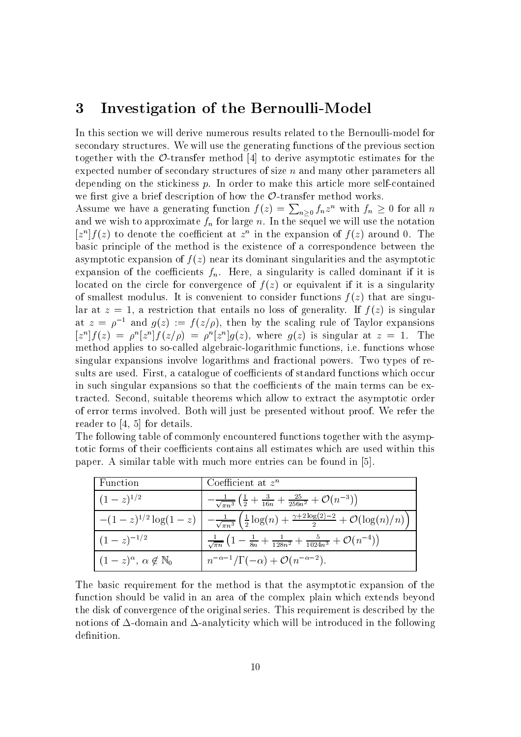## 3 Investigation of the Bernoulli-Model

In this section we will derive numerous results related to the Bernoulli-model for secondary structures. We will use the generating functions of the previous section together with the $\mathcal{O}$-transfer method [4] to derive asymptotic estimates for the expected number of secondary structures of size $n$ and many other parameters all depending on the stickiness $p$. In order to make this article more self-contained we first give a brief description of how the $\mathcal{O}$-transfer method works.

Assume we have a generating function $f(z) = \sum_{n\geq 0} f_n z^n$ with $f_n \geq 0$ for all $n$ and we wish to approximate $f_n$ for large $n$. In the sequel we will use the notation $[z^n]f(z)$ to denote the coefficient at $z^n$ in the expansion of $f(z)$ around 0. The basic principle of the method is the existence of a correspondence between the asymptotic expansion of $f(z)$ near its dominant singularities and the asymptotic expansion of the coefficients $f_n$. Here, a singularity is called dominant if it is located on the circle for convergence of $f(z)$ or equivalent if it is a singularity of smallest modulus. It is convenient to consider functions $f(z)$ that are singular at $z = 1$, a restriction that entails no loss of generality. If $f(z)$ is singular at $z = \rho^{-1}$ and $g(z) := f(z/\rho)$, then by the scaling rule of Taylor expansions $[z^n]f(z) = \rho^n[z^n]f(z/\rho) = \rho^n[z^n]g(z)$, where $g(z)$ is singular at $z = 1$. The method applies to so-called algebraic-logarithmic functions, i.e. functions whose singular expansions involve logarithms and fractional powers. Two types of results are used. First, a catalogue of coefficients of standard functions which occur in such singular expansions so that the coefficients of the main terms can be extracted. Second, suitable theorems which allow to extract the asymptotic order of error terms involved. Both will just be presented without proof. We refer the reader to [4, 5] for details.

The following table of commonly encountered functions together with the asymptotic forms of their coefficients contains all estimates which are used within this paper. A similar table with much more entries can be found in [5].

| Function | Coefficient at $z^n$ |
|---|---|
| $(1-z)^{1/2}$ | $-\frac{1}{\sqrt{\pi n^3}}\left(\frac{1}{2} + \frac{3}{16n} + \frac{25}{256n^2} + \mathcal{O}(n^{-3})\right)$ |
| $-(1-z)^{1/2}\log(1-z)$ | $-\frac{1}{\sqrt{\pi n^3}}\left(\frac{1}{2}\log(n) + \frac{\gamma+2\log(2)-2}{2} + \mathcal{O}(\log(n)/n)\right)$ |
| $(1-z)^{-1/2}$ | $\frac{1}{\sqrt{\pi n}}\left(1 - \frac{1}{8n} + \frac{1}{128n^2} + \frac{5}{1024n^3} + \mathcal{O}(n^{-4})\right)$ |
| $(1-z)^{\alpha}$, $\alpha \notin \mathbb{N}_0$ | $n^{-\alpha-1}/\Gamma(-\alpha) + \mathcal{O}(n^{-\alpha-2})$. |

The basic requirement for the method is that the asymptotic expansion of the function should be valid in an area of the complex plain which extends beyond the disk of convergence of the original series. This requirement is described by the notions of $\Delta$-domain and $\Delta$-analyticity which will be introduced in the following definition.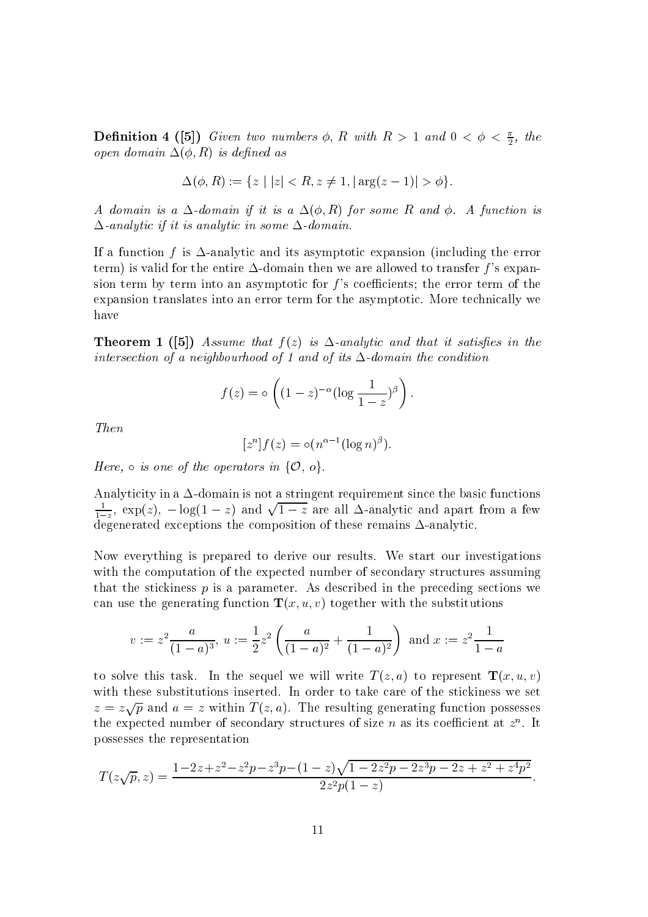**Definition 4 ([5])** *Given two numbers $\phi$, $R$ with $R > 1$ and $0 < \phi < \frac{\pi}{2}$, the open domain $\Delta(\phi, R)$ is defined as*

$$\Delta(\phi, R) := \{z \mid |z| < R, z \neq 1, |\arg(z-1)| > \phi\}.$$

*A domain is a $\Delta$-domain if it is a $\Delta(\phi, R)$ for some $R$ and $\phi$. A function is $\Delta$-analytic if it is analytic in some $\Delta$-domain.*

If a function $f$ is $\Delta$-analytic and its asymptotic expansion (including the error term) is valid for the entire $\Delta$-domain then we are allowed to transfer $f$'s expansion term by term into an asymptotic for $f$'s coefficients; the error term of the expansion translates into an error term for the asymptotic. More technically we have

**Theorem 1 ([5])** *Assume that $f(z)$ is $\Delta$-analytic and that it satisfies in the intersection of a neighbourhood of 1 and of its $\Delta$-domain the condition*

$$f(z) = \circ\left((1-z)^{-\alpha}(\log\frac{1}{1-z})^{\beta}\right).$$

*Then*

$$[z^n]f(z) = \circ(n^{\alpha-1}(\log n)^{\beta}).$$

*Here, $\circ$ is one of the operators in $\{\mathcal{O}, o\}$.*

Analyticity in a $\Delta$-domain is not a stringent requirement since the basic functions $\frac{1}{1-z}$, $\exp(z)$, $-\log(1-z)$ and $\sqrt{1-z}$ are all $\Delta$-analytic and apart from a few degenerated exceptions the composition of these remains $\Delta$-analytic.

Now everything is prepared to derive our results. We start our investigations with the computation of the expected number of secondary structures assuming that the stickiness $p$ is a parameter. As described in the preceding sections we can use the generating function $\mathbf{T}(x, u, v)$ together with the substitutions

$$v := z^2\frac{a}{(1-a)^3},\ u := \frac{1}{2}z^2\left(\frac{a}{(1-a)^2} + \frac{1}{(1-a)^2}\right) \text{ and } x := z^2\frac{1}{1-a}$$

to solve this task. In the sequel we will write $T(z, a)$ to represent $\mathbf{T}(x, u, v)$ with these substitutions inserted. In order to take care of the stickiness we set $z = z\sqrt{p}$ and $a = z$ within $T(z, a)$. The resulting generating function possesses the expected number of secondary structures of size $n$ as its coefficient at $z^n$. It possesses the representation

$$T(z\sqrt{p}, z) = \frac{1-2z+z^2-z^2p-z^3p-(1-z)\sqrt{1-2z^2p-2z^3p-2z+z^2+z^4p^2}}{2z^2p(1-z)}.$$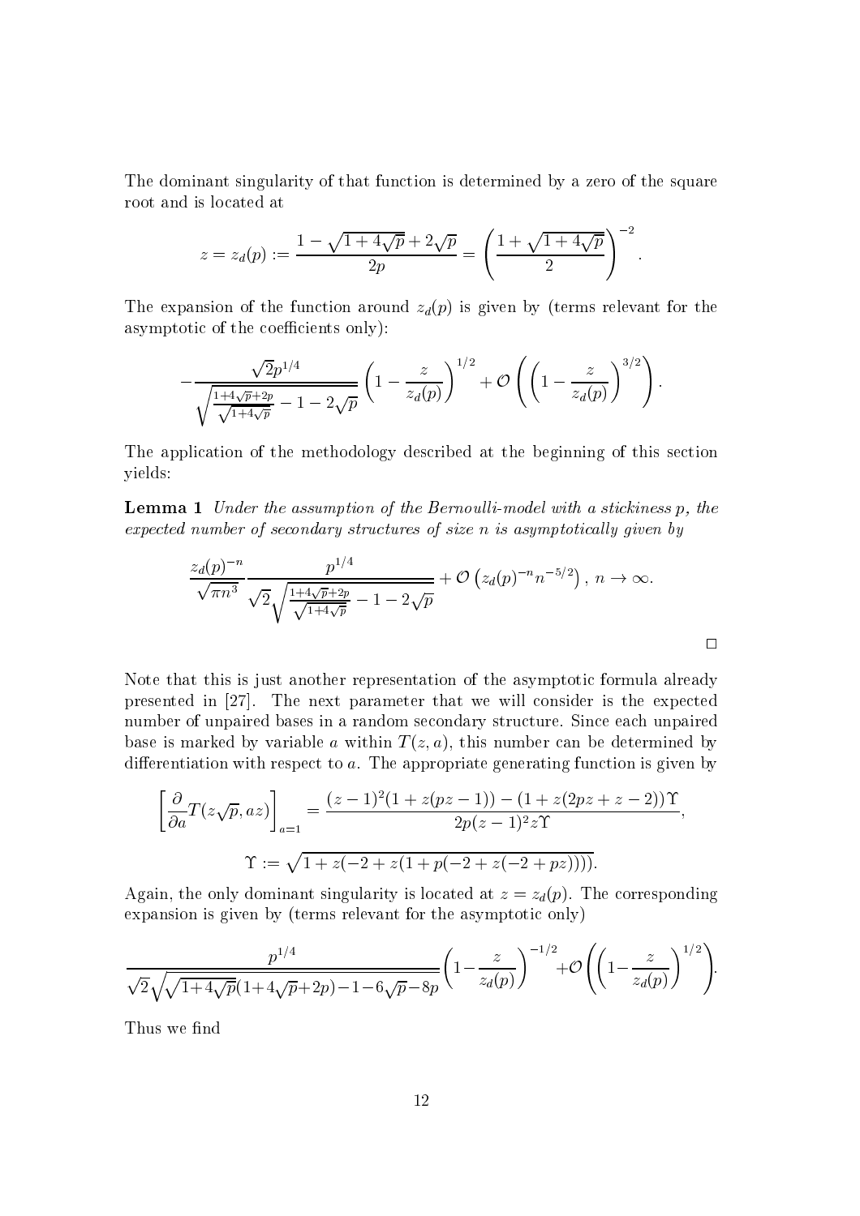The dominant singularity of that function is determined by a zero of the square root and is located at

$$z = z_d(p) := \frac{1 - \sqrt{1+4\sqrt{p}} + 2\sqrt{p}}{2p} = \left(\frac{1+\sqrt{1+4\sqrt{p}}}{2}\right)^{-2}.$$

The expansion of the function around $z_d(p)$ is given by (terms relevant for the asymptotic of the coefficients only):

$$-\frac{\sqrt{2}p^{1/4}}{\sqrt{\frac{1+4\sqrt{p}+2p}{\sqrt{1+4\sqrt{p}}} - 1 - 2\sqrt{p}}}\left(1 - \frac{z}{z_d(p)}\right)^{1/2} + \mathcal{O}\left(\left(1 - \frac{z}{z_d(p)}\right)^{3/2}\right).$$

The application of the methodology described at the beginning of this section yields:

**Lemma 1** *Under the assumption of the Bernoulli-model with a stickiness p, the expected number of secondary structures of size n is asymptotically given by*

$$\frac{z_d(p)^{-n}}{\sqrt{\pi n^3}} \frac{p^{1/4}}{\sqrt{2}\sqrt{\frac{1+4\sqrt{p}+2p}{\sqrt{1+4\sqrt{p}}} - 1 - 2\sqrt{p}}} + \mathcal{O}\left(z_d(p)^{-n}n^{-5/2}\right),\ n \to \infty.$$

□

Note that this is just another representation of the asymptotic formula already presented in [27]. The next parameter that we will consider is the expected number of unpaired bases in a random secondary structure. Since each unpaired base is marked by variable $a$ within $T(z,a)$, this number can be determined by differentiation with respect to $a$. The appropriate generating function is given by

$$\left[\frac{\partial}{\partial a}T(z\sqrt{p}, az)\right]_{a=1} = \frac{(z-1)^2(1+z(pz-1)) - (1+z(2pz+z-2))\Upsilon}{2p(z-1)^2 z\Upsilon},$$

$$\Upsilon := \sqrt{1 + z(-2 + z(1 + p(-2 + z(-2 + pz))))}.$$

Again, the only dominant singularity is located at $z = z_d(p)$. The corresponding expansion is given by (terms relevant for the asymptotic only)

$$\frac{p^{1/4}}{\sqrt{2}\sqrt{\sqrt{1+4\sqrt{p}}(1+4\sqrt{p}+2p) - 1 - 6\sqrt{p} - 8p}}\left(1 - \frac{z}{z_d(p)}\right)^{-1/2} + \mathcal{O}\left(\left(1 - \frac{z}{z_d(p)}\right)^{1/2}\right).$$

Thus we find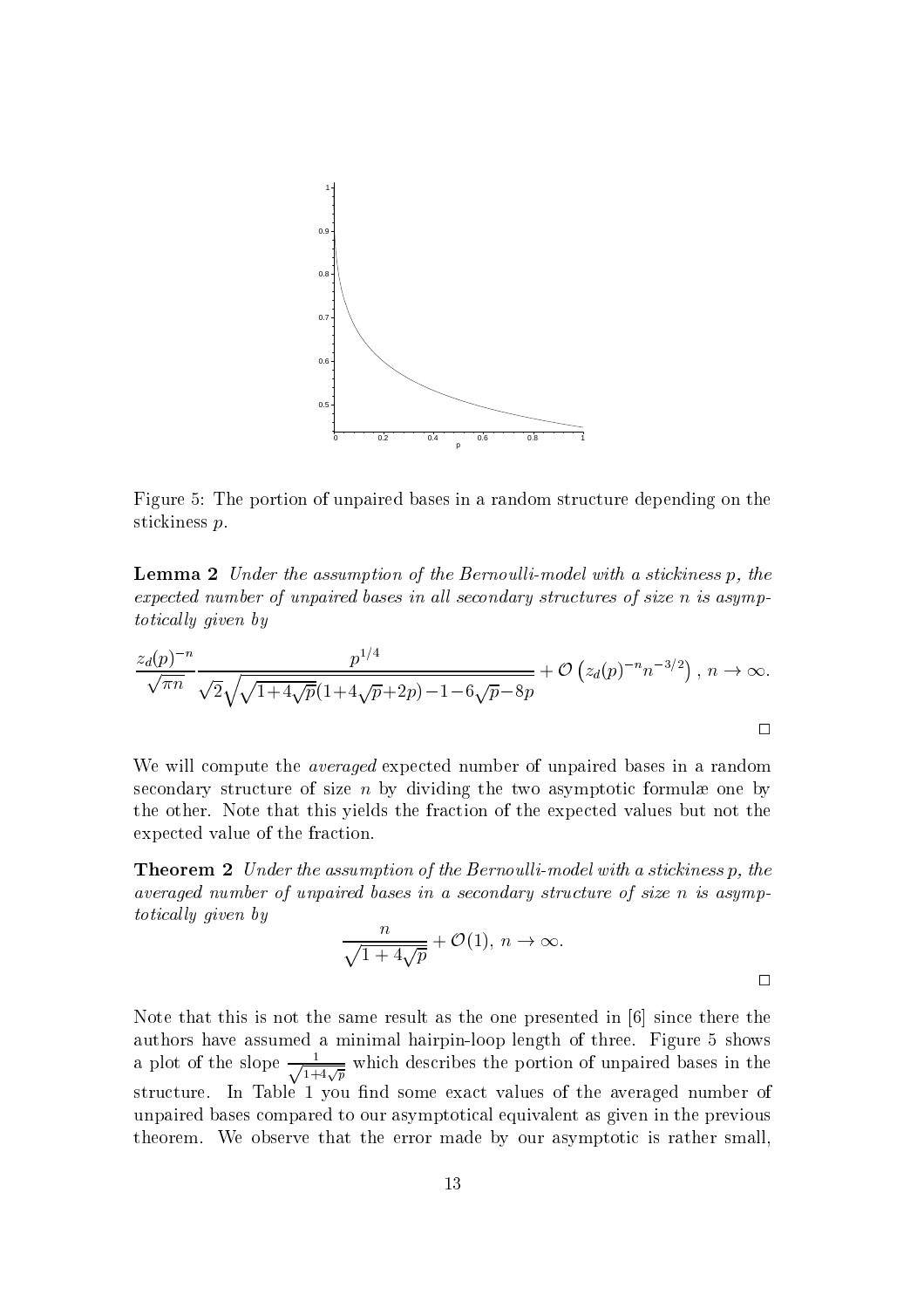Figure 5: The portion of unpaired bases in a random structure depending on the stickiness $p$.

**Lemma 2** *Under the assumption of the Bernoulli-model with a stickiness $p$, the expected number of unpaired bases in all secondary structures of size $n$ is asymptotically given by*

$$\frac{z_d(p)^{-n}}{\sqrt{\pi n}} \frac{p^{1/4}}{\sqrt{2}\sqrt{\sqrt{1+4\sqrt{p}}(1+4\sqrt{p}+2p)-1-6\sqrt{p}-8p}} + \mathcal{O}\left(z_d(p)^{-n} n^{-3/2}\right),\ n \to \infty.$$

□

We will compute the *averaged* expected number of unpaired bases in a random secondary structure of size $n$ by dividing the two asymptotic formulæ one by the other. Note that this yields the fraction of the expected values but not the expected value of the fraction.

**Theorem 2** *Under the assumption of the Bernoulli-model with a stickiness $p$, the averaged number of unpaired bases in a secondary structure of size $n$ is asymptotically given by*

$$\frac{n}{\sqrt{1+4\sqrt{p}}} + \mathcal{O}(1),\ n \to \infty.$$

□

Note that this is not the same result as the one presented in [6] since there the authors have assumed a minimal hairpin-loop length of three. Figure 5 shows a plot of the slope $\frac{1}{\sqrt{1+4\sqrt{p}}}$ which describes the portion of unpaired bases in the structure. In Table 1 you find some exact values of the averaged number of unpaired bases compared to our asymptotical equivalent as given in the previous theorem. We observe that the error made by our asymptotic is rather small,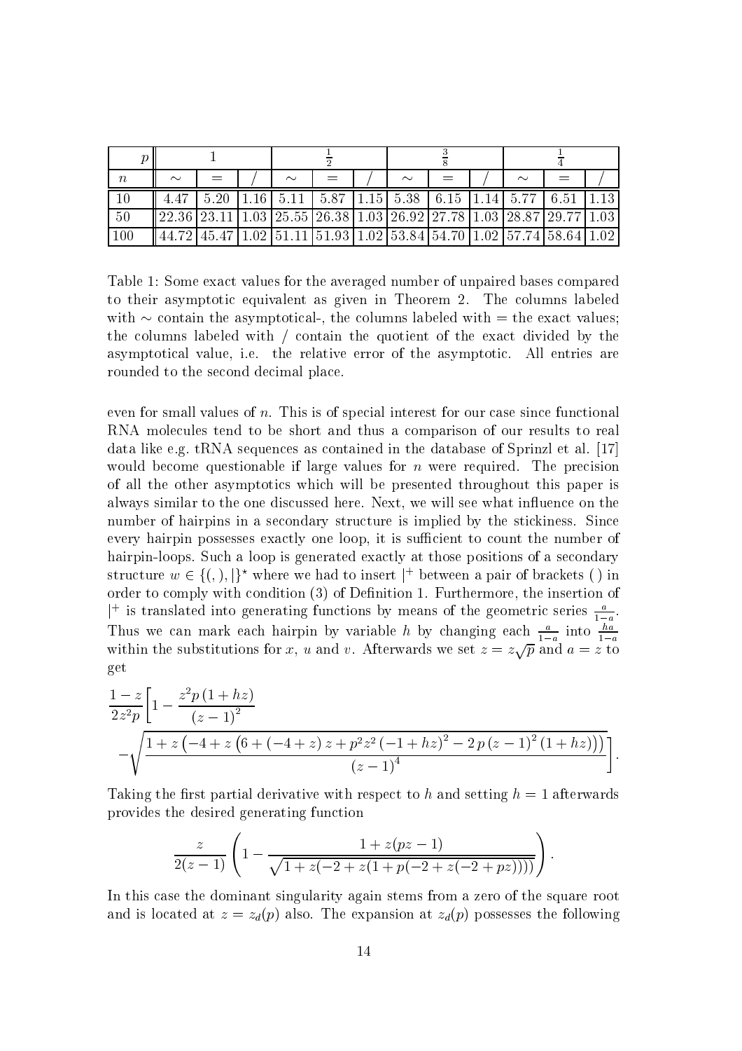| $p$ | 1 | | | $\frac{1}{2}$ | | | $\frac{3}{8}$ | | | $\frac{1}{4}$ | | |
|---|---|---|---|---|---|---|---|---|---|---|---|---|
| $n$ | $\sim$ | $=$ | $/$ | $\sim$ | $=$ | $/$ | $\sim$ | $=$ | $/$ | $\sim$ | $=$ | $/$ |
| 10 | 4.47 | 5.20 | 1.16 | 5.11 | 5.87 | 1.15 | 5.38 | 6.15 | 1.14 | 5.77 | 6.51 | 1.13 |
| 50 | 22.36 | 23.11 | 1.03 | 25.55 | 26.38 | 1.03 | 26.92 | 27.78 | 1.03 | 28.87 | 29.77 | 1.03 |
| 100 | 44.72 | 45.47 | 1.02 | 51.11 | 51.93 | 1.02 | 53.84 | 54.70 | 1.02 | 57.74 | 58.64 | 1.02 |

Table 1: Some exact values for the averaged number of unpaired bases compared to their asymptotic equivalent as given in Theorem 2. The columns labeled with $\sim$ contain the asymptotical-, the columns labeled with $=$ the exact values; the columns labeled with $/$ contain the quotient of the exact divided by the asymptotical value, i.e. the relative error of the asymptotic. All entries are rounded to the second decimal place.

even for small values of $n$. This is of special interest for our case since functional RNA molecules tend to be short and thus a comparison of our results to real data like e.g. tRNA sequences as contained in the database of Sprinzl et al. [17] would become questionable if large values for $n$ were required. The precision of all the other asymptotics which will be presented throughout this paper is always similar to the one discussed here. Next, we will see what influence on the number of hairpins in a secondary structure is implied by the stickiness. Since every hairpin possesses exactly one loop, it is sufficient to count the number of hairpin-loops. Such a loop is generated exactly at those positions of a secondary structure $w \in \{(,),|\}^\star$ where we had to insert $|^+$ between a pair of brackets ( ) in order to comply with condition (3) of Definition 1. Furthermore, the insertion of $|^+$ is translated into generating functions by means of the geometric series $\frac{a}{1-a}$. Thus we can mark each hairpin by variable $h$ by changing each $\frac{a}{1-a}$ into $\frac{ha}{1-a}$ within the substitutions for $x$, $u$ and $v$. Afterwards we set $z = z\sqrt{p}$ and $a = z$ to get

$$\frac{1-z}{2z^2p}\Bigg[1-\frac{z^2p\,(1+hz)}{(z-1)^2} -\sqrt{\frac{1+z\left(-4+z\left(6+(-4+z)\,z+p^2z^2\,(-1+hz)^2-2\,p\,(z-1)^2\,(1+hz)\right)\right)}{(z-1)^4}}\Bigg].$$

Taking the first partial derivative with respect to $h$ and setting $h=1$ afterwards provides the desired generating function

$$\frac{z}{2(z-1)}\left(1-\frac{1+z(pz-1)}{\sqrt{1+z(-2+z(1+p(-2+z(-2+pz))))}}\right).$$

In this case the dominant singularity again stems from a zero of the square root and is located at $z = z_d(p)$ also. The expansion at $z_d(p)$ possesses the following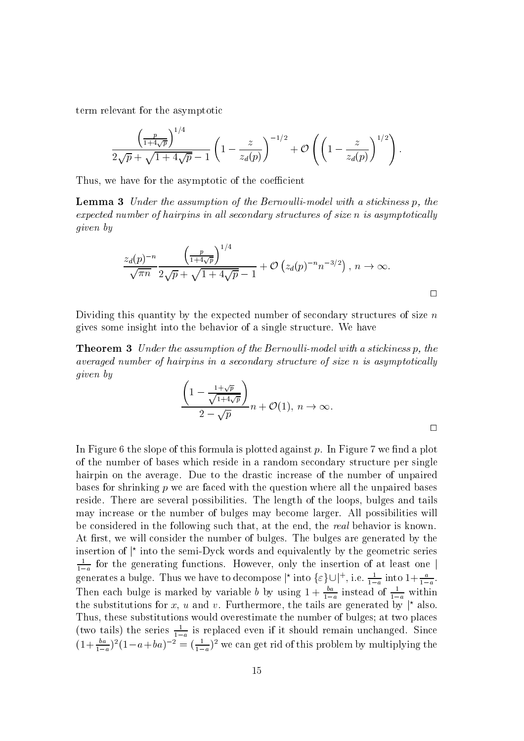term relevant for the asymptotic

$$\frac{\left(\frac{p}{1+4\sqrt{p}}\right)^{1/4}}{2\sqrt{p}+\sqrt{1+4\sqrt{p}}-1}\left(1-\frac{z}{z_d(p)}\right)^{-1/2}+\mathcal{O}\left(\left(1-\frac{z}{z_d(p)}\right)^{1/2}\right).$$

Thus, we have for the asymptotic of the coefficient

**Lemma 3** *Under the assumption of the Bernoulli-model with a stickiness $p$, the expected number of hairpins in all secondary structures of size $n$ is asymptotically given by*

$$\frac{z_d(p)^{-n}}{\sqrt{\pi n}}\frac{\left(\frac{p}{1+4\sqrt{p}}\right)^{1/4}}{2\sqrt{p}+\sqrt{1+4\sqrt{p}}-1}+\mathcal{O}\left(z_d(p)^{-n}n^{-3/2}\right),\ n\to\infty.$$

□

Dividing this quantity by the expected number of secondary structures of size $n$ gives some insight into the behavior of a single structure. We have

**Theorem 3** *Under the assumption of the Bernoulli-model with a stickiness $p$, the averaged number of hairpins in a secondary structure of size $n$ is asymptotically given by*

$$\frac{\left(1-\frac{1+\sqrt{p}}{\sqrt{1+4\sqrt{p}}}\right)}{2-\sqrt{p}}n+\mathcal{O}(1),\ n\to\infty.$$

□

In Figure 6 the slope of this formula is plotted against $p$. In Figure 7 we find a plot of the number of bases which reside in a random secondary structure per single hairpin on the average. Due to the drastic increase of the number of unpaired bases for shrinking $p$ we are faced with the question where all the unpaired bases reside. There are several possibilities. The length of the loops, bulges and tails may increase or the number of bulges may become larger. All possibilities will be considered in the following such that, at the end, the *real* behavior is known. At first, we will consider the number of bulges. The bulges are generated by the insertion of $|^\star$ into the semi-Dyck words and equivalently by the geometric series $\frac{1}{1-a}$ for the generating functions. However, only the insertion of at least one $|$ generates a bulge. Thus we have to decompose $|^\star$ into $\{\varepsilon\}\cup|^+$, i.e. $\frac{1}{1-a}$ into $1+\frac{a}{1-a}$. Then each bulge is marked by variable $b$ by using $1+\frac{ba}{1-a}$ instead of $\frac{1}{1-a}$ within the substitutions for $x$, $u$ and $v$. Furthermore, the tails are generated by $|^\star$ also. Thus, these substitutions would overestimate the number of bulges; at two places (two tails) the series $\frac{1}{1-a}$ is replaced even if it should remain unchanged. Since $(1+\frac{ba}{1-a})^2(1-a+ba)^{-2}=(\frac{1}{1-a})^2$ we can get rid of this problem by multiplying the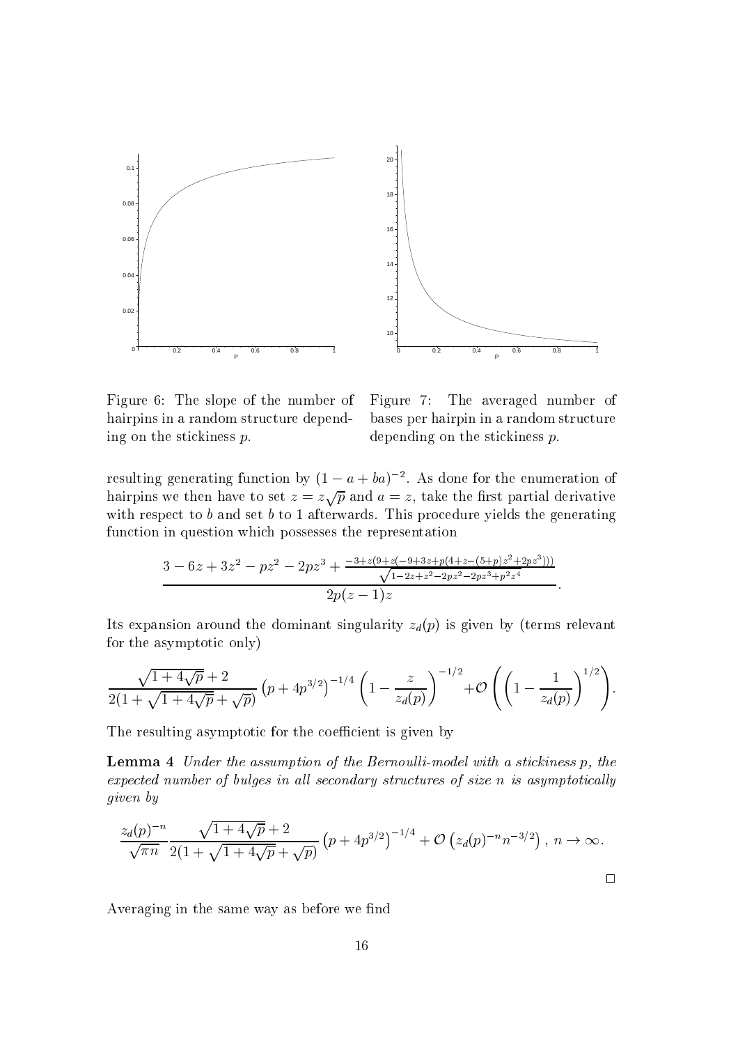Figure 6: The slope of the number of hairpins in a random structure depending on the stickiness $p$.

Figure 7: The averaged number of bases per hairpin in a random structure depending on the stickiness $p$.

resulting generating function by $(1-a+ba)^{-2}$. As done for the enumeration of hairpins we then have to set $z = z\sqrt{p}$ and $a = z$, take the first partial derivative with respect to $b$ and set $b$ to 1 afterwards. This procedure yields the generating function in question which possesses the representation

$$\frac{3-6z+3z^2-pz^2-2pz^3+\frac{-3+z(9+z(-9+3z+p(4+z-(5+p)z^2+2pz^3)))}{\sqrt{1-2z+z^2-2pz^2-2pz^3+p^2z^4}}}{2p(z-1)z}.$$

Its expansion around the dominant singularity $z_d(p)$ is given by (terms relevant for the asymptotic only)

$$\frac{\sqrt{1+4\sqrt{p}}+2}{2(1+\sqrt{1+4\sqrt{p}}+\sqrt{p})}\left(p+4p^{3/2}\right)^{-1/4}\left(1-\frac{z}{z_d(p)}\right)^{-1/2}+\mathcal{O}\left(\left(1-\frac{1}{z_d(p)}\right)^{1/2}\right).$$

The resulting asymptotic for the coefficient is given by

**Lemma 4** *Under the assumption of the Bernoulli-model with a stickiness $p$, the expected number of bulges in all secondary structures of size $n$ is asymptotically given by*

$$\frac{z_d(p)^{-n}}{\sqrt{\pi n}}\frac{\sqrt{1+4\sqrt{p}}+2}{2(1+\sqrt{1+4\sqrt{p}}+\sqrt{p})}\left(p+4p^{3/2}\right)^{-1/4}+\mathcal{O}\left(z_d(p)^{-n}n^{-3/2}\right),\ n\to\infty.$$

□

Averaging in the same way as before we find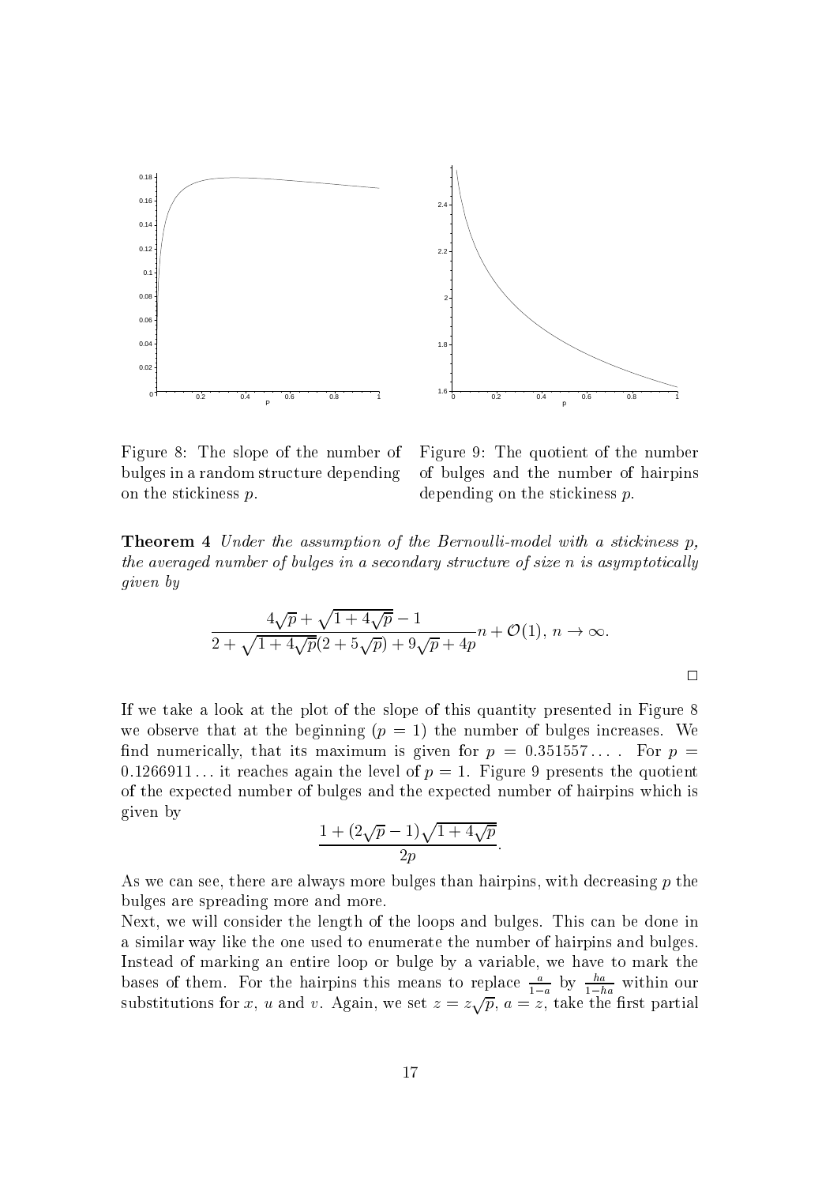Figure 8: The slope of the number of bulges in a random structure depending on the stickiness $p$.

Figure 9: The quotient of the number of bulges and the number of hairpins depending on the stickiness $p$.

**Theorem 4** *Under the assumption of the Bernoulli-model with a stickiness $p$, the averaged number of bulges in a secondary structure of size $n$ is asymptotically given by*

$$\frac{4\sqrt{p}+\sqrt{1+4\sqrt{p}}-1}{2+\sqrt{1+4\sqrt{p}}(2+5\sqrt{p})+9\sqrt{p}+4p}n+\mathcal{O}(1),\ n\to\infty.$$

□

If we take a look at the plot of the slope of this quantity presented in Figure 8 we observe that at the beginning ($p=1$) the number of bulges increases. We find numerically, that its maximum is given for $p=0.351557\ldots$. For $p=0.1266911\ldots$ it reaches again the level of $p=1$. Figure 9 presents the quotient of the expected number of bulges and the expected number of hairpins which is given by

$$\frac{1+(2\sqrt{p}-1)\sqrt{1+4\sqrt{p}}}{2p}.$$

As we can see, there are always more bulges than hairpins, with decreasing $p$ the bulges are spreading more and more.

Next, we will consider the length of the loops and bulges. This can be done in a similar way like the one used to enumerate the number of hairpins and bulges. Instead of marking an entire loop or bulge by a variable, we have to mark the bases of them. For the hairpins this means to replace $\frac{a}{1-a}$ by $\frac{ha}{1-ha}$ within our substitutions for $x$, $u$ and $v$. Again, we set $z=z\sqrt{p}$, $a=z$, take the first partial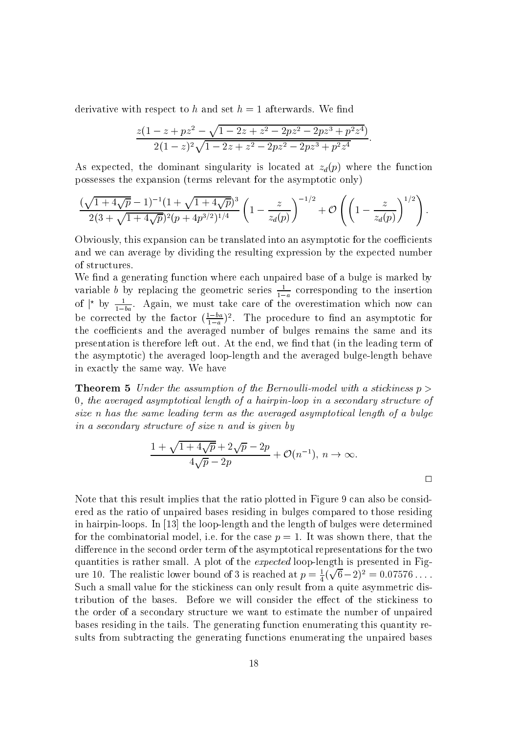derivative with respect to $h$ and set $h = 1$ afterwards. We find

$$\frac{z(1 - z + pz^2 - \sqrt{1 - 2z + z^2 - 2pz^2 - 2pz^3 + p^2 z^4})}{2(1-z)^2 \sqrt{1 - 2z + z^2 - 2pz^2 - 2pz^3 + p^2 z^4}}.$$

As expected, the dominant singularity is located at $z_d(p)$ where the function possesses the expansion (terms relevant for the asymptotic only)

$$\frac{(\sqrt{1+4\sqrt{p}}-1)^{-1}(1+\sqrt{1+4\sqrt{p}})^3}{2(3+\sqrt{1+4\sqrt{p}})^2(p+4p^{3/2})^{1/4}} \left(1 - \frac{z}{z_d(p)}\right)^{-1/2} + \mathcal{O}\left(\left(1 - \frac{z}{z_d(p)}\right)^{1/2}\right).$$

Obviously, this expansion can be translated into an asymptotic for the coefficients and we can average by dividing the resulting expression by the expected number of structures.

We find a generating function where each unpaired base of a bulge is marked by variable $b$ by replacing the geometric series $\frac{1}{1-a}$ corresponding to the insertion of $|^\star$ by $\frac{1}{1-ba}$. Again, we must take care of the overestimation which now can be corrected by the factor $(\frac{1-ba}{1-a})^2$. The procedure to find an asymptotic for the coefficients and the averaged number of bulges remains the same and its presentation is therefore left out. At the end, we find that (in the leading term of the asymptotic) the averaged loop-length and the averaged bulge-length behave in exactly the same way. We have

**Theorem 5** *Under the assumption of the Bernoulli-model with a stickiness $p > 0$, the averaged asymptotical length of a hairpin-loop in a secondary structure of size $n$ has the same leading term as the averaged asymptotical length of a bulge in a secondary structure of size $n$ and is given by*

$$\frac{1 + \sqrt{1+4\sqrt{p}} + 2\sqrt{p} - 2p}{4\sqrt{p} - 2p} + \mathcal{O}(n^{-1}),\ n \to \infty.$$

□

Note that this result implies that the ratio plotted in Figure 9 can also be considered as the ratio of unpaired bases residing in bulges compared to those residing in hairpin-loops. In [13] the loop-length and the length of bulges were determined for the combinatorial model, i.e. for the case $p = 1$. It was shown there, that the difference in the second order term of the asymptotical representations for the two quantities is rather small. A plot of the *expected* loop-length is presented in Figure 10. The realistic lower bound of 3 is reached at $p = \frac{1}{4}(\sqrt{6}-2)^2 = 0.07576\ldots$. Such a small value for the stickiness can only result from a quite asymmetric distribution of the bases. Before we will consider the effect of the stickiness to the order of a secondary structure we want to estimate the number of unpaired bases residing in the tails. The generating function enumerating this quantity results from subtracting the generating functions enumerating the unpaired bases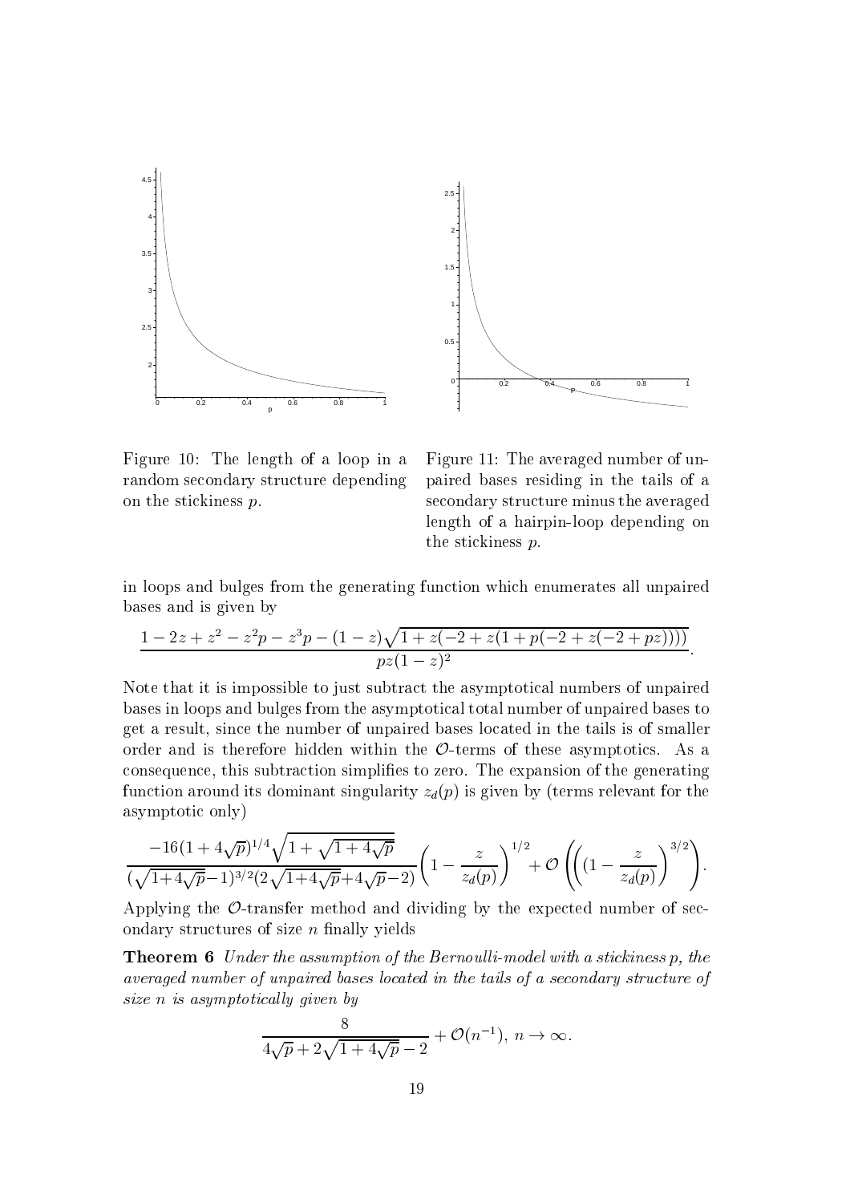Figure 10: The length of a loop in a random secondary structure depending on the stickiness $p$.

Figure 11: The averaged number of unpaired bases residing in the tails of a secondary structure minus the averaged length of a hairpin-loop depending on the stickiness $p$.

in loops and bulges from the generating function which enumerates all unpaired bases and is given by

$$\frac{1-2z+z^2-z^2p-z^3p-(1-z)\sqrt{1+z(-2+z(1+p(-2+z(-2+pz))))}}{pz(1-z)^2}.$$

Note that it is impossible to just subtract the asymptotical numbers of unpaired bases in loops and bulges from the asymptotical total number of unpaired bases to get a result, since the number of unpaired bases located in the tails is of smaller order and is therefore hidden within the $\mathcal{O}$-terms of these asymptotics. As a consequence, this subtraction simplifies to zero. The expansion of the generating function around its dominant singularity $z_d(p)$ is given by (terms relevant for the asymptotic only)

$$\frac{-16(1+4\sqrt{p})^{1/4}\sqrt{1+\sqrt{1+4\sqrt{p}}}}{(\sqrt{1+4\sqrt{p}}-1)^{3/2}(2\sqrt{1+4\sqrt{p}}+4\sqrt{p}-2)}\left(1-\frac{z}{z_d(p)}\right)^{1/2}+\mathcal{O}\left(\left((1-\frac{z}{z_d(p)}\right)^{3/2}\right).$$

Applying the $\mathcal{O}$-transfer method and dividing by the expected number of secondary structures of size $n$ finally yields

**Theorem 6** *Under the assumption of the Bernoulli-model with a stickiness $p$, the averaged number of unpaired bases located in the tails of a secondary structure of size $n$ is asymptotically given by*

$$\frac{8}{4\sqrt{p}+2\sqrt{1+4\sqrt{p}}-2}+\mathcal{O}(n^{-1}),\ n\to\infty.$$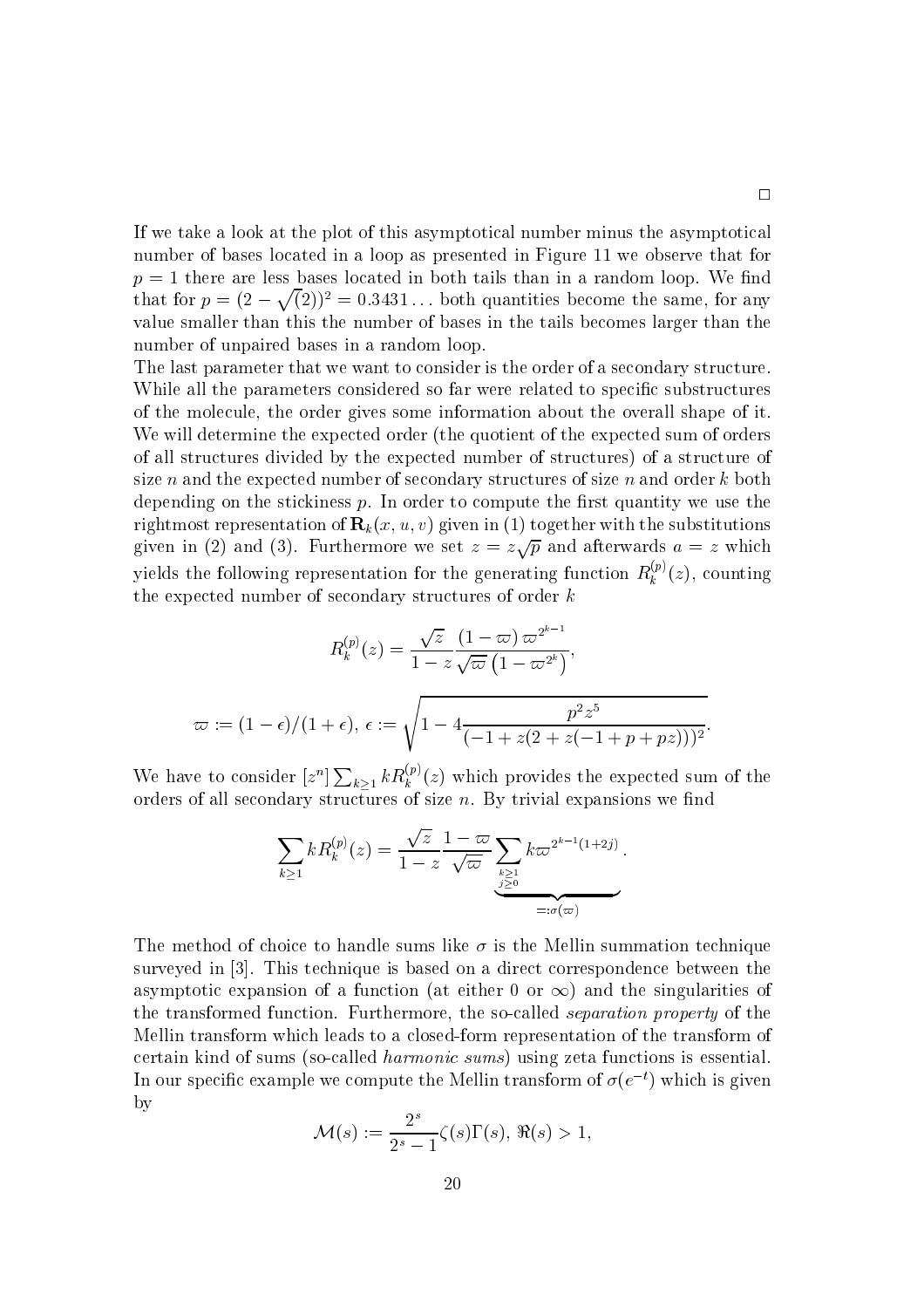□

If we take a look at the plot of this asymptotical number minus the asymptotical number of bases located in a loop as presented in Figure 11 we observe that for $p = 1$ there are less bases located in both tails than in a random loop. We find that for $p = (2 - \sqrt{(2)})^2 = 0.3431\ldots$ both quantities become the same, for any value smaller than this the number of bases in the tails becomes larger than the number of unpaired bases in a random loop.

The last parameter that we want to consider is the order of a secondary structure. While all the parameters considered so far were related to specific substructures of the molecule, the order gives some information about the overall shape of it. We will determine the expected order (the quotient of the expected sum of orders of all structures divided by the expected number of structures) of a structure of size $n$ and the expected number of secondary structures of size $n$ and order $k$ both depending on the stickiness $p$. In order to compute the first quantity we use the rightmost representation of $\mathbf{R}_k(x, u, v)$ given in (1) together with the substitutions given in (2) and (3). Furthermore we set $z = z\sqrt{p}$ and afterwards $a = z$ which yields the following representation for the generating function $R_k^{(p)}(z)$, counting the expected number of secondary structures of order $k$

$$R_k^{(p)}(z) = \frac{\sqrt{z}}{1 - z} \frac{(1 - \varpi)\, \varpi^{2^{k-1}}}{\sqrt{\varpi}\left(1 - \varpi^{2^k}\right)},$$

$$\varpi := (1 - \epsilon)/(1 + \epsilon),\ \epsilon := \sqrt{1 - 4\frac{p^2 z^5}{(-1 + z(2 + z(-1 + p + pz)))^2}}.$$

We have to consider $[z^n] \sum_{k \geq 1} k R_k^{(p)}(z)$ which provides the expected sum of the orders of all secondary structures of size $n$. By trivial expansions we find

$$\sum_{k \geq 1} k R_k^{(p)}(z) = \frac{\sqrt{z}}{1 - z} \frac{1 - \varpi}{\sqrt{\varpi}} \underbrace{\sum_{\substack{k \geq 1 \\ j \geq 0}} k \varpi^{2^{k-1}(1+2j)}}_{=:\sigma(\varpi)}.$$

The method of choice to handle sums like $\sigma$ is the Mellin summation technique surveyed in [3]. This technique is based on a direct correspondence between the asymptotic expansion of a function (at either 0 or $\infty$) and the singularities of the transformed function. Furthermore, the so-called *separation property* of the Mellin transform which leads to a closed-form representation of the transform of certain kind of sums (so-called *harmonic sums*) using zeta functions is essential. In our specific example we compute the Mellin transform of $\sigma(e^{-t})$ which is given by

$$\mathcal{M}(s) := \frac{2^s}{2^s - 1} \zeta(s) \Gamma(s),\ \Re(s) > 1,$$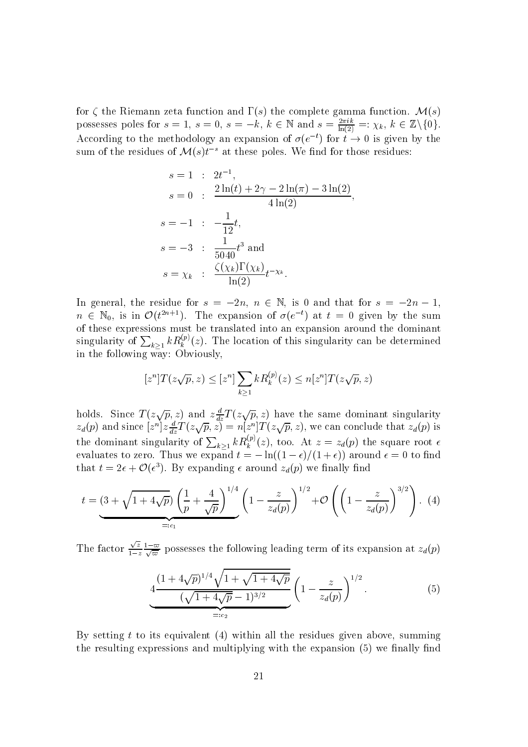for $\zeta$ the Riemann zeta function and $\Gamma(s)$ the complete gamma function. $\mathcal{M}(s)$ possesses poles for $s = 1$, $s = 0$, $s = -k$, $k \in \mathbb{N}$ and $s = \frac{2\pi i k}{\ln(2)} =: \chi_k$, $k \in \mathbb{Z}\backslash\{0\}$. According to the methodology an expansion of $\sigma(e^{-t})$ for $t \to 0$ is given by the sum of the residues of $\mathcal{M}(s)t^{-s}$ at these poles. We find for those residues:

$$
\begin{aligned}
s = 1 &\ : \ 2t^{-1}, \\
s = 0 &\ : \ \frac{2\ln(t) + 2\gamma - 2\ln(\pi) - 3\ln(2)}{4\ln(2)}, \\
s = -1 &\ : \ -\frac{1}{12}t, \\
s = -3 &\ : \ \frac{1}{5040}t^3 \text{ and} \\
s = \chi_k &\ : \ \frac{\zeta(\chi_k)\Gamma(\chi_k)}{\ln(2)}t^{-\chi_k}.
\end{aligned}
$$

In general, the residue for $s = -2n$, $n \in \mathbb{N}$, is 0 and that for $s = -2n-1$, $n \in \mathbb{N}_0$, is in $\mathcal{O}(t^{2n+1})$. The expansion of $\sigma(e^{-t})$ at $t = 0$ given by the sum of these expressions must be translated into an expansion around the dominant singularity of $\sum_{k\geq 1} kR_k^{(p)}(z)$. The location of this singularity can be determined in the following way: Obviously,

$$
[z^n]T(z\sqrt{p}, z) \leq [z^n]\sum_{k\geq 1} kR_k^{(p)}(z) \leq n[z^n]T(z\sqrt{p}, z)
$$

holds. Since $T(z\sqrt{p}, z)$ and $z\frac{d}{dz}T(z\sqrt{p}, z)$ have the same dominant singularity $z_d(p)$ and since $[z^n]z\frac{d}{dz}T(z\sqrt{p}, z) = n[z^n]T(z\sqrt{p}, z)$, we can conclude that $z_d(p)$ is the dominant singularity of $\sum_{k\geq 1} kR_k^{(p)}(z)$, too. At $z = z_d(p)$ the square root $\epsilon$ evaluates to zero. Thus we expand $t = -\ln((1-\epsilon)/(1+\epsilon))$ around $\epsilon = 0$ to find that $t = 2\epsilon + \mathcal{O}(\epsilon^3)$. By expanding $\epsilon$ around $z_d(p)$ we finally find

$$
t = \underbrace{(3 + \sqrt{1 + 4\sqrt{p}})\left(\frac{1}{p} + \frac{4}{\sqrt{p}}\right)^{1/4}}_{=:c_1}\left(1 - \frac{z}{z_d(p)}\right)^{1/2} + \mathcal{O}\left(\left(1 - \frac{z}{z_d(p)}\right)^{3/2}\right). \quad (4)
$$

The factor $\frac{\sqrt{z}}{1-z}\frac{1-\varpi}{\sqrt{\varpi}}$ possesses the following leading term of its expansion at $z_d(p)$

$$
\underbrace{4\frac{(1 + 4\sqrt{p})^{1/4}\sqrt{1 + \sqrt{1 + 4\sqrt{p}}}}{(\sqrt{1 + 4\sqrt{p}} - 1)^{3/2}}}_{=:c_2}\left(1 - \frac{z}{z_d(p)}\right)^{1/2}. \quad (5)
$$

By setting $t$ to its equivalent (4) within all the residues given above, summing the resulting expressions and multiplying with the expansion (5) we finally find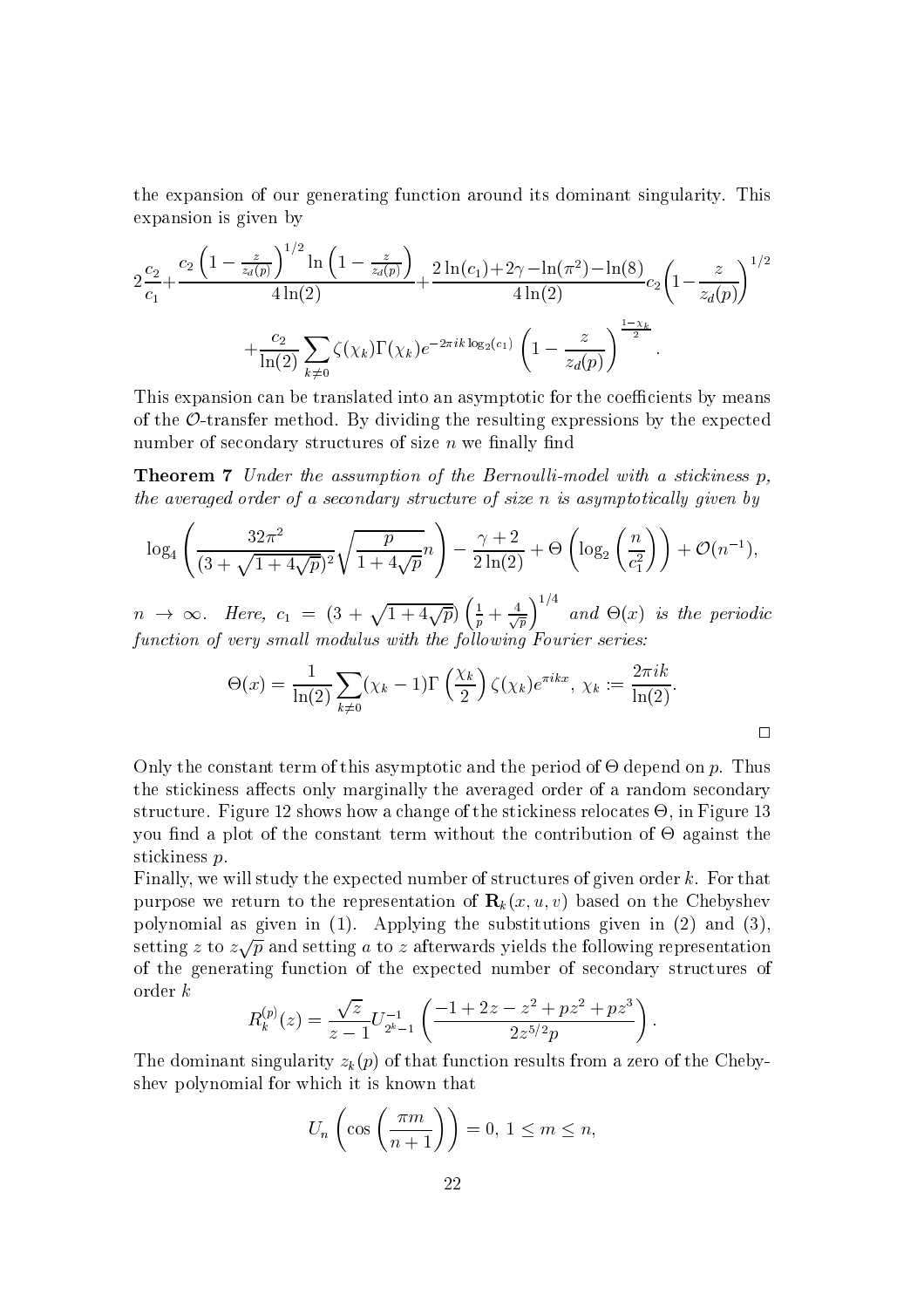the expansion of our generating function around its dominant singularity. This expansion is given by

$$2\frac{c_2}{c_1}+\frac{c_2\left(1-\frac{z}{z_d(p)}\right)^{1/2}\ln\left(1-\frac{z}{z_d(p)}\right)}{4\ln(2)}+\frac{2\ln(c_1)+2\gamma-\ln(\pi^2)-\ln(8)}{4\ln(2)}c_2\left(1-\frac{z}{z_d(p)}\right)^{1/2}$$
$$+\frac{c_2}{\ln(2)}\sum_{k\neq 0}\zeta(\chi_k)\Gamma(\chi_k)e^{-2\pi ik\log_2(c_1)}\left(1-\frac{z}{z_d(p)}\right)^{\frac{1-\chi_k}{2}}.$$

This expansion can be translated into an asymptotic for the coefficients by means of the $\mathcal{O}$-transfer method. By dividing the resulting expressions by the expected number of secondary structures of size $n$ we finally find

**Theorem 7** *Under the assumption of the Bernoulli-model with a stickiness $p$, the averaged order of a secondary structure of size $n$ is asymptotically given by*

$$\log_4\left(\frac{32\pi^2}{(3+\sqrt{1+4\sqrt{p}})^2}\sqrt{\frac{p}{1+4\sqrt{p}}}n\right)-\frac{\gamma+2}{2\ln(2)}+\Theta\left(\log_2\left(\frac{n}{c_1^2}\right)\right)+\mathcal{O}(n^{-1}),$$

*$n\to\infty$. Here, $c_1=(3+\sqrt{1+4\sqrt{p}})\left(\frac{1}{p}+\frac{4}{\sqrt{p}}\right)^{1/4}$ and $\Theta(x)$ is the periodic function of very small modulus with the following Fourier series:*

$$\Theta(x)=\frac{1}{\ln(2)}\sum_{k\neq 0}(\chi_k-1)\Gamma\left(\frac{\chi_k}{2}\right)\zeta(\chi_k)e^{\pi ikx},\ \chi_k:=\frac{2\pi ik}{\ln(2)}.$$

□

Only the constant term of this asymptotic and the period of $\Theta$ depend on $p$. Thus the stickiness affects only marginally the averaged order of a random secondary structure. Figure 12 shows how a change of the stickiness relocates $\Theta$, in Figure 13 you find a plot of the constant term without the contribution of $\Theta$ against the stickiness $p$.

Finally, we will study the expected number of structures of given order $k$. For that purpose we return to the representation of $\mathbf{R}_k(x,u,v)$ based on the Chebyshev polynomial as given in (1). Applying the substitutions given in (2) and (3), setting $z$ to $z\sqrt{p}$ and setting $a$ to $z$ afterwards yields the following representation of the generating function of the expected number of secondary structures of order $k$

$$R_k^{(p)}(z)=\frac{\sqrt{z}}{z-1}U_{2^k-1}^{-1}\left(\frac{-1+2z-z^2+pz^2+pz^3}{2z^{5/2}p}\right).$$

The dominant singularity $z_k(p)$ of that function results from a zero of the Chebyshev polynomial for which it is known that

$$U_n\left(\cos\left(\frac{\pi m}{n+1}\right)\right)=0,\ 1\leq m\leq n,$$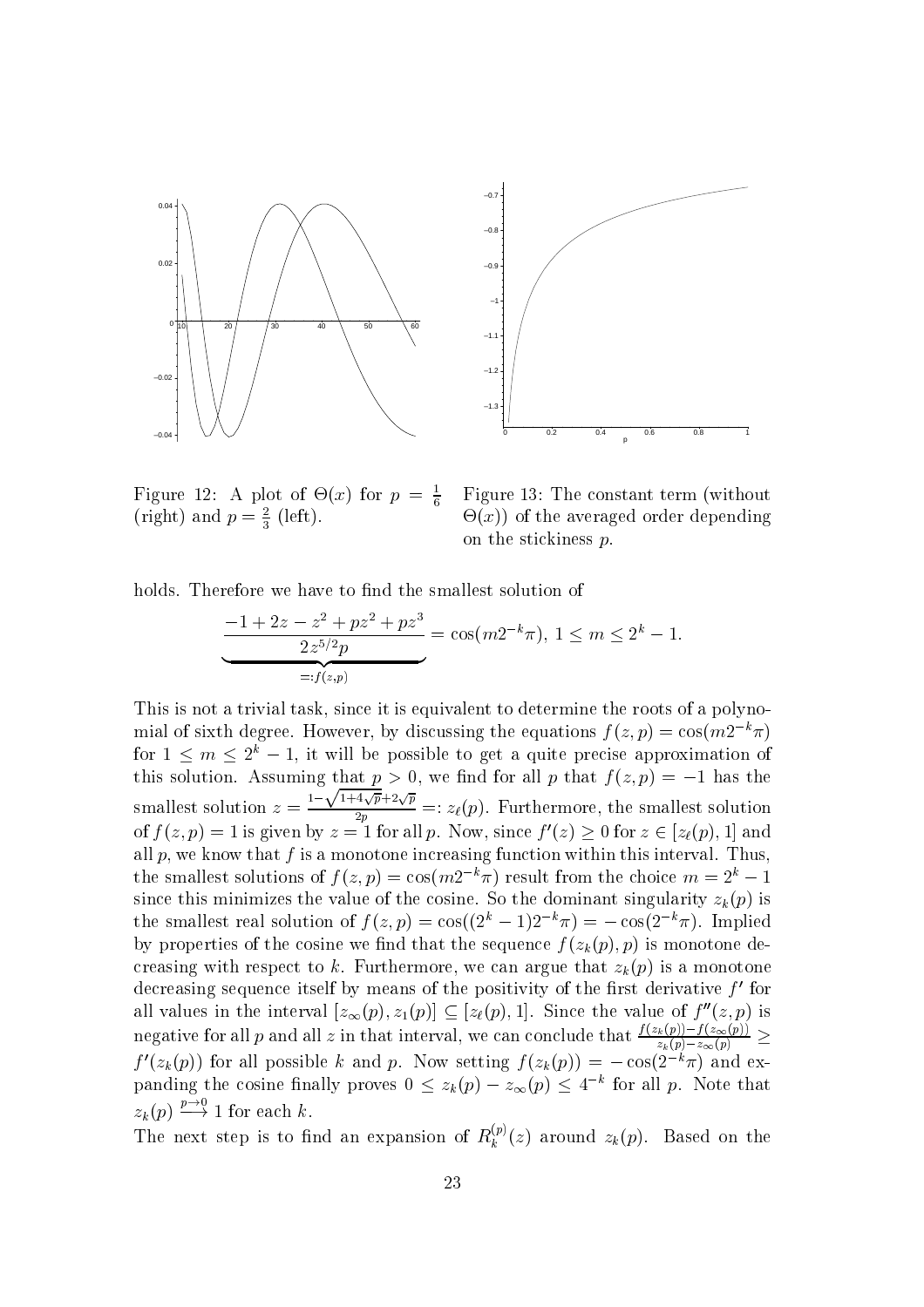Figure 12: A plot of $\Theta(x)$ for $p = \frac{1}{6}$ (right) and $p = \frac{2}{3}$ (left).

Figure 13: The constant term (without $\Theta(x)$) of the averaged order depending on the stickiness $p$.

holds. Therefore we have to find the smallest solution of

$$\underbrace{\frac{-1 + 2z - z^2 + pz^2 + pz^3}{2z^{5/2}p}}_{=:f(z,p)} = \cos(m2^{-k}\pi),\ 1 \le m \le 2^k - 1.$$

This is not a trivial task, since it is equivalent to determine the roots of a polynomial of sixth degree. However, by discussing the equations $f(z,p) = \cos(m2^{-k}\pi)$ for $1 \le m \le 2^k - 1$, it will be possible to get a quite precise approximation of this solution. Assuming that $p > 0$, we find for all $p$ that $f(z,p) = -1$ has the smallest solution $z = \frac{1-\sqrt{1+4\sqrt{p}}+2\sqrt{p}}{2p} =: z_\ell(p)$. Furthermore, the smallest solution of $f(z,p) = 1$ is given by $z = 1$ for all $p$. Now, since $f'(z) \ge 0$ for $z \in [z_\ell(p), 1]$ and all $p$, we know that $f$ is a monotone increasing function within this interval. Thus, the smallest solutions of $f(z,p) = \cos(m2^{-k}\pi)$ result from the choice $m = 2^k - 1$ since this minimizes the value of the cosine. So the dominant singularity $z_k(p)$ is the smallest real solution of $f(z,p) = \cos((2^k-1)2^{-k}\pi) = -\cos(2^{-k}\pi)$. Implied by properties of the cosine we find that the sequence $f(z_k(p), p)$ is monotone decreasing with respect to $k$. Furthermore, we can argue that $z_k(p)$ is a monotone decreasing sequence itself by means of the positivity of the first derivative $f'$ for all values in the interval $[z_\infty(p), z_1(p)] \subseteq [z_\ell(p), 1]$. Since the value of $f''(z,p)$ is negative for all $p$ and all $z$ in that interval, we can conclude that $\frac{f(z_k(p)) - f(z_\infty(p))}{z_k(p) - z_\infty(p)} \ge f'(z_k(p))$ for all possible $k$ and $p$. Now setting $f(z_k(p)) = -\cos(2^{-k}\pi)$ and expanding the cosine finally proves $0 \le z_k(p) - z_\infty(p) \le 4^{-k}$ for all $p$. Note that $z_k(p) \xrightarrow{p \to 0} 1$ for each $k$.

The next step is to find an expansion of $R_k^{(p)}(z)$ around $z_k(p)$. Based on the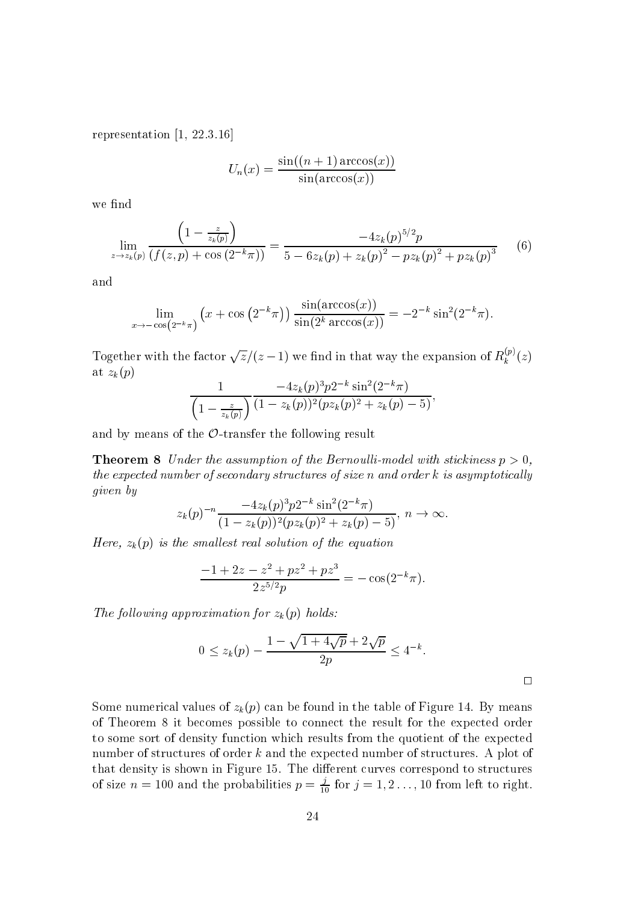representation [1, 22.3.16]

$$U_n(x) = \frac{\sin((n+1)\arccos(x))}{\sin(\arccos(x))}$$

we find

$$\lim_{z \to z_k(p)} \frac{\left(1 - \frac{z}{z_k(p)}\right)}{\left(f(z,p) + \cos\left(2^{-k}\pi\right)\right)} = \frac{-4 z_k(p)^{5/2} p}{5 - 6 z_k(p) + z_k(p)^2 - p z_k(p)^2 + p z_k(p)^3} \tag{6}$$

and

$$\lim_{x \to -\cos\left(2^{-k}\pi\right)} \left(x + \cos\left(2^{-k}\pi\right)\right) \frac{\sin(\arccos(x))}{\sin(2^k \arccos(x))} = -2^{-k} \sin^2(2^{-k}\pi).$$

Together with the factor $\sqrt{z}/(z-1)$ we find in that way the expansion of $R_k^{(p)}(z)$ at $z_k(p)$

$$\frac{1}{\left(1 - \frac{z}{z_k(p)}\right)} \frac{-4 z_k(p)^3 p 2^{-k} \sin^2(2^{-k}\pi)}{(1 - z_k(p))^2 (p z_k(p)^2 + z_k(p) - 5)},$$

and by means of the $\mathcal{O}$-transfer the following result

**Theorem 8** *Under the assumption of the Bernoulli-model with stickiness $p > 0$, the expected number of secondary structures of size $n$ and order $k$ is asymptotically given by*

$$z_k(p)^{-n} \frac{-4 z_k(p)^3 p 2^{-k} \sin^2(2^{-k}\pi)}{(1 - z_k(p))^2 (p z_k(p)^2 + z_k(p) - 5)}, \ n \to \infty.$$

*Here, $z_k(p)$ is the smallest real solution of the equation*

$$\frac{-1 + 2z - z^2 + p z^2 + p z^3}{2 z^{5/2} p} = -\cos(2^{-k}\pi).$$

*The following approximation for $z_k(p)$ holds:*

$$0 \leq z_k(p) - \frac{1 - \sqrt{1 + 4\sqrt{p}} + 2\sqrt{p}}{2p} \leq 4^{-k}.$$

□

Some numerical values of $z_k(p)$ can be found in the table of Figure 14. By means of Theorem 8 it becomes possible to connect the result for the expected order to some sort of density function which results from the quotient of the expected number of structures of order $k$ and the expected number of structures. A plot of that density is shown in Figure 15. The different curves correspond to structures of size $n = 100$ and the probabilities $p = \frac{j}{10}$ for $j = 1, 2 \ldots, 10$ from left to right.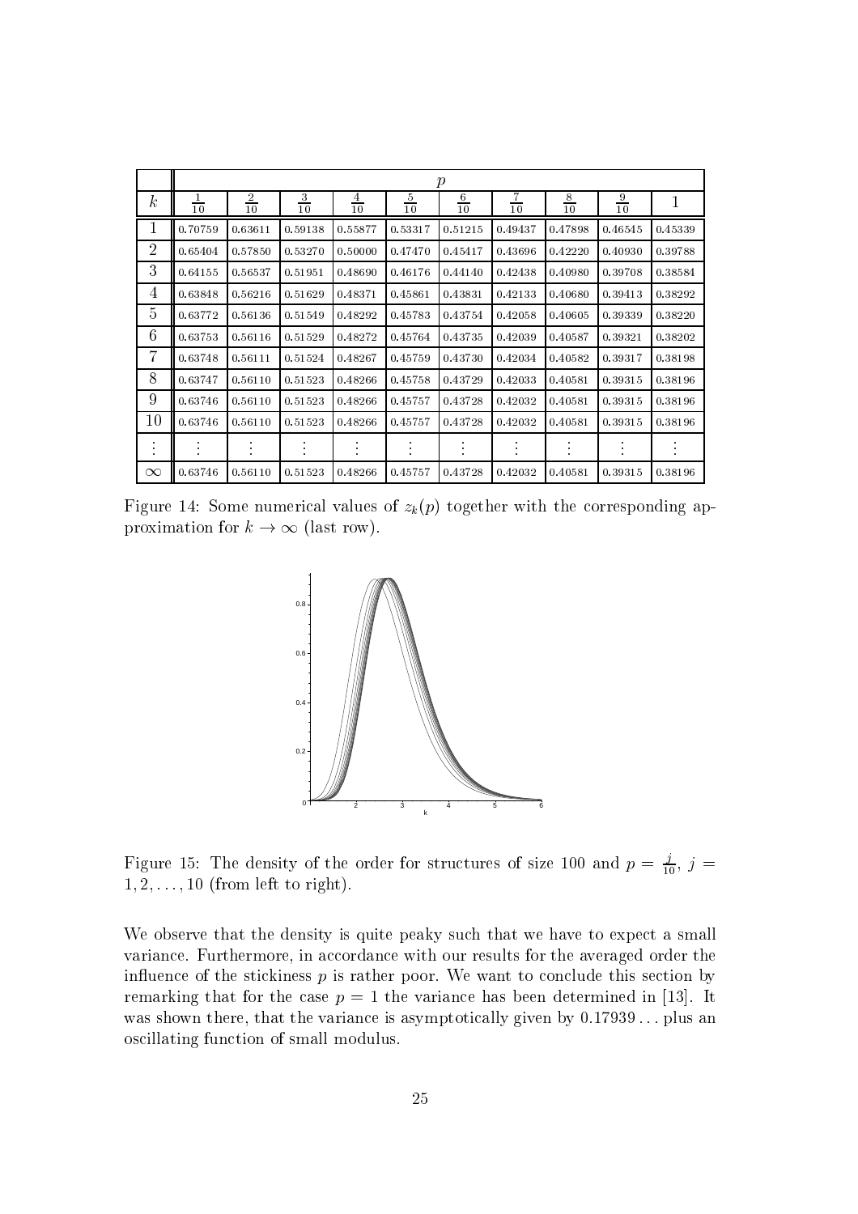| $k$ | $p$ | | | | | | | | | |
|---|---|---|---|---|---|---|---|---|---|---|
| | $\frac{1}{10}$ | $\frac{2}{10}$ | $\frac{3}{10}$ | $\frac{4}{10}$ | $\frac{5}{10}$ | $\frac{6}{10}$ | $\frac{7}{10}$ | $\frac{8}{10}$ | $\frac{9}{10}$ | 1 |
| 1 | 0.70759 | 0.63611 | 0.59138 | 0.55877 | 0.53317 | 0.51215 | 0.49437 | 0.47898 | 0.46545 | 0.45339 |
| 2 | 0.65404 | 0.57850 | 0.53270 | 0.50000 | 0.47470 | 0.45417 | 0.43696 | 0.42220 | 0.40930 | 0.39788 |
| 3 | 0.64155 | 0.56537 | 0.51951 | 0.48690 | 0.46176 | 0.44140 | 0.42438 | 0.40980 | 0.39708 | 0.38584 |
| 4 | 0.63848 | 0.56216 | 0.51629 | 0.48371 | 0.45861 | 0.43831 | 0.42133 | 0.40680 | 0.39413 | 0.38292 |
| 5 | 0.63772 | 0.56136 | 0.51549 | 0.48292 | 0.45783 | 0.43754 | 0.42058 | 0.40605 | 0.39339 | 0.38220 |
| 6 | 0.63753 | 0.56116 | 0.51529 | 0.48272 | 0.45764 | 0.43735 | 0.42039 | 0.40587 | 0.39321 | 0.38202 |
| 7 | 0.63748 | 0.56111 | 0.51524 | 0.48267 | 0.45759 | 0.43730 | 0.42034 | 0.40582 | 0.39317 | 0.38198 |
| 8 | 0.63747 | 0.56110 | 0.51523 | 0.48266 | 0.45758 | 0.43729 | 0.42033 | 0.40581 | 0.39315 | 0.38196 |
| 9 | 0.63746 | 0.56110 | 0.51523 | 0.48266 | 0.45757 | 0.43728 | 0.42032 | 0.40581 | 0.39315 | 0.38196 |
| 10 | 0.63746 | 0.56110 | 0.51523 | 0.48266 | 0.45757 | 0.43728 | 0.42032 | 0.40581 | 0.39315 | 0.38196 |
| $\vdots$ | $\vdots$ | $\vdots$ | $\vdots$ | $\vdots$ | $\vdots$ | $\vdots$ | $\vdots$ | $\vdots$ | $\vdots$ | $\vdots$ |
| $\infty$ | 0.63746 | 0.56110 | 0.51523 | 0.48266 | 0.45757 | 0.43728 | 0.42032 | 0.40581 | 0.39315 | 0.38196 |

Figure 14: Some numerical values of $z_k(p)$ together with the corresponding approximation for $k \to \infty$ (last row).

Figure 15: The density of the order for structures of size 100 and $p = \frac{j}{10}$, $j = 1, 2, \ldots, 10$ (from left to right).

We observe that the density is quite peaky such that we have to expect a small variance. Furthermore, in accordance with our results for the averaged order the influence of the stickiness $p$ is rather poor. We want to conclude this section by remarking that for the case $p = 1$ the variance has been determined in [13]. It was shown there, that the variance is asymptotically given by $0.17939\ldots$ plus an oscillating function of small modulus.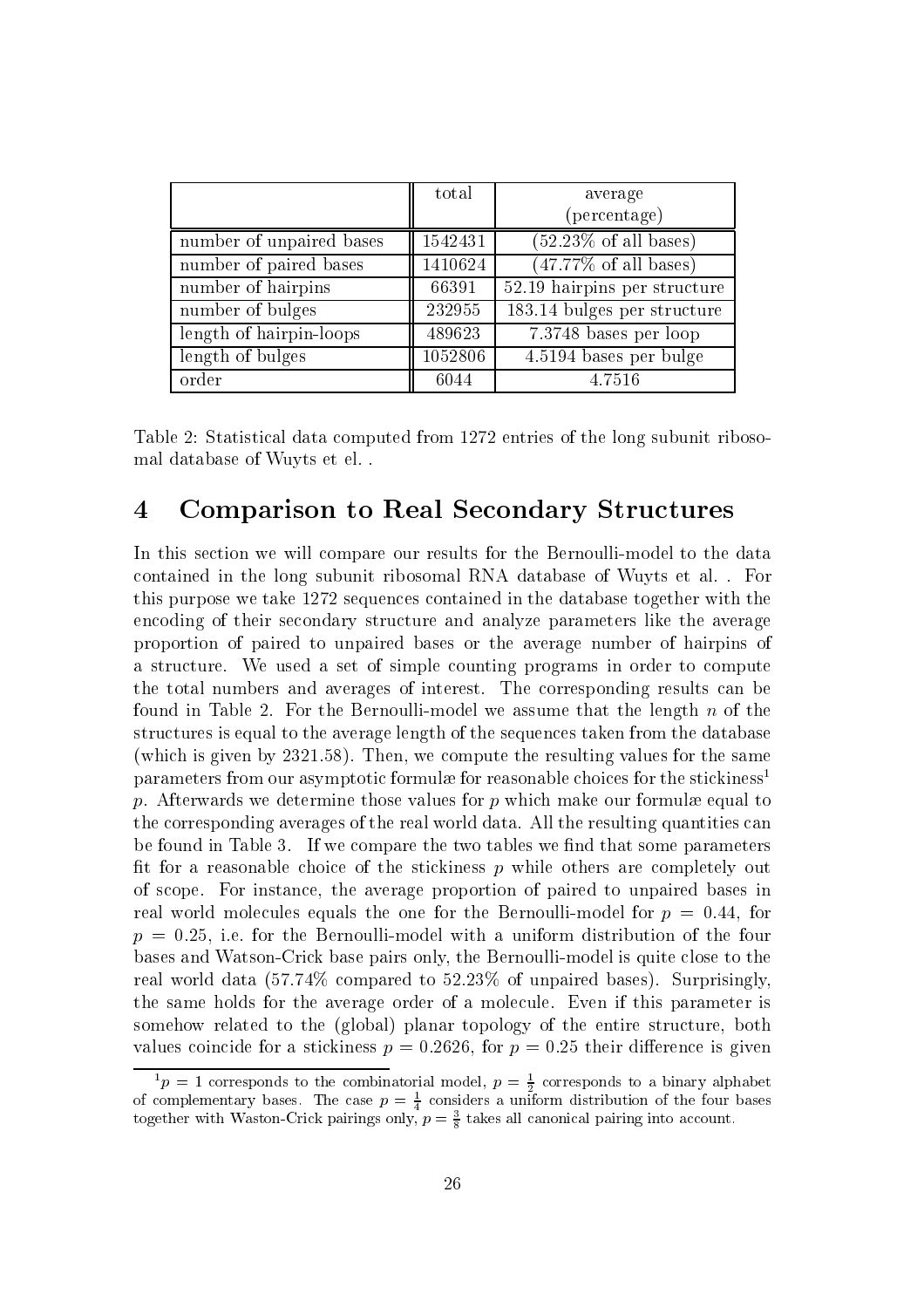| | total | average (percentage) |
|---|---|---|
| number of unpaired bases | 1542431 | (52.23% of all bases) |
| number of paired bases | 1410624 | (47.77% of all bases) |
| number of hairpins | 66391 | 52.19 hairpins per structure |
| number of bulges | 232955 | 183.14 bulges per structure |
| length of hairpin-loops | 489623 | 7.3748 bases per loop |
| length of bulges | 1052806 | 4.5194 bases per bulge |
| order | 6044 | 4.7516 |

Table 2: Statistical data computed from 1272 entries of the long subunit ribosomal database of Wuyts et el. .

# 4 Comparison to Real Secondary Structures

In this section we will compare our results for the Bernoulli-model to the data contained in the long subunit ribosomal RNA database of Wuyts et al. . For this purpose we take 1272 sequences contained in the database together with the encoding of their secondary structure and analyze parameters like the average proportion of paired to unpaired bases or the average number of hairpins of a structure. We used a set of simple counting programs in order to compute the total numbers and averages of interest. The corresponding results can be found in Table 2. For the Bernoulli-model we assume that the length $n$ of the structures is equal to the average length of the sequences taken from the database (which is given by 2321.58). Then, we compute the resulting values for the same parameters from our asymptotic formulæ for reasonable choices for the stickiness[1] $p$. Afterwards we determine those values for $p$ which make our formulæ equal to the corresponding averages of the real world data. All the resulting quantities can be found in Table 3. If we compare the two tables we find that some parameters fit for a reasonable choice of the stickiness $p$ while others are completely out of scope. For instance, the average proportion of paired to unpaired bases in real world molecules equals the one for the Bernoulli-model for $p = 0.44$, for $p = 0.25$, i.e. for the Bernoulli-model with a uniform distribution of the four bases and Watson-Crick base pairs only, the Bernoulli-model is quite close to the real world data (57.74% compared to 52.23% of unpaired bases). Surprisingly, the same holds for the average order of a molecule. Even if this parameter is somehow related to the (global) planar topology of the entire structure, both values coincide for a stickiness $p = 0.2626$, for $p = 0.25$ their difference is given

[1] $p = 1$ corresponds to the combinatorial model, $p = \frac{1}{2}$ corresponds to a binary alphabet of complementary bases. The case $p = \frac{1}{4}$ considers a uniform distribution of the four bases together with Waston-Crick pairings only, $p = \frac{3}{8}$ takes all canonical pairing into account.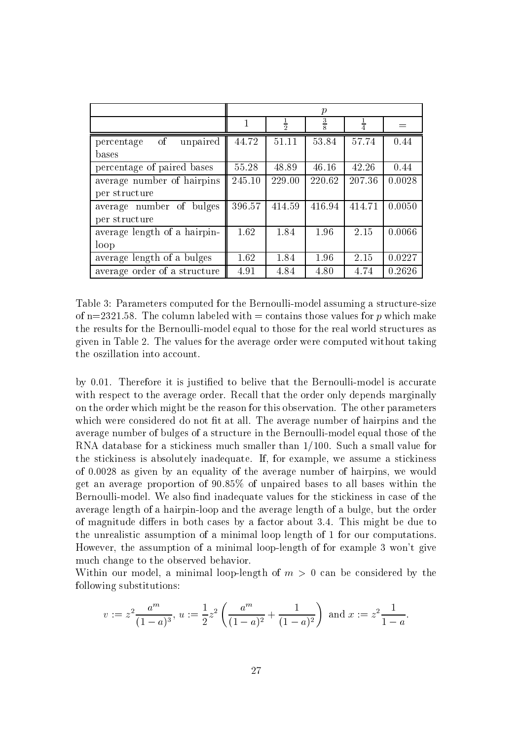| | $p$ | | | | |
|---|---|---|---|---|---|
| | 1 | $\frac{1}{2}$ | $\frac{3}{8}$ | $\frac{1}{4}$ | = |
| percentage of unpaired bases | 44.72 | 51.11 | 53.84 | 57.74 | 0.44 |
| percentage of paired bases | 55.28 | 48.89 | 46.16 | 42.26 | 0.44 |
| average number of hairpins per structure | 245.10 | 229.00 | 220.62 | 207.36 | 0.0028 |
| average number of bulges per structure | 396.57 | 414.59 | 416.94 | 414.71 | 0.0050 |
| average length of a hairpin-loop | 1.62 | 1.84 | 1.96 | 2.15 | 0.0066 |
| average length of a bulges | 1.62 | 1.84 | 1.96 | 2.15 | 0.0227 |
| average order of a structure | 4.91 | 4.84 | 4.80 | 4.74 | 0.2626 |

Table 3: Parameters computed for the Bernoulli-model assuming a structure-size of n=2321.58. The column labeled with = contains those values for $p$ which make the results for the Bernoulli-model equal to those for the real world structures as given in Table 2. The values for the average order were computed without taking the oszillation into account.

by 0.01. Therefore it is justified to belive that the Bernoulli-model is accurate with respect to the average order. Recall that the order only depends marginally on the order which might be the reason for this observation. The other parameters which were considered do not fit at all. The average number of hairpins and the average number of bulges of a structure in the Bernoulli-model equal those of the RNA database for a stickiness much smaller than 1/100. Such a small value for the stickiness is absolutely inadequate. If, for example, we assume a stickiness of 0.0028 as given by an equality of the average number of hairpins, we would get an average proportion of 90.85% of unpaired bases to all bases within the Bernoulli-model. We also find inadequate values for the stickiness in case of the average length of a hairpin-loop and the average length of a bulge, but the order of magnitude differs in both cases by a factor about 3.4. This might be due to the unrealistic assumption of a minimal loop length of 1 for our computations. However, the assumption of a minimal loop-length of for example 3 won't give much change to the observed behavior.

Within our model, a minimal loop-length of $m > 0$ can be considered by the following substitutions:

$$v := z^2 \frac{a^m}{(1-a)^3},\ u := \frac{1}{2} z^2 \left( \frac{a^m}{(1-a)^2} + \frac{1}{(1-a)^2} \right) \text{ and } x := z^2 \frac{1}{1-a}.$$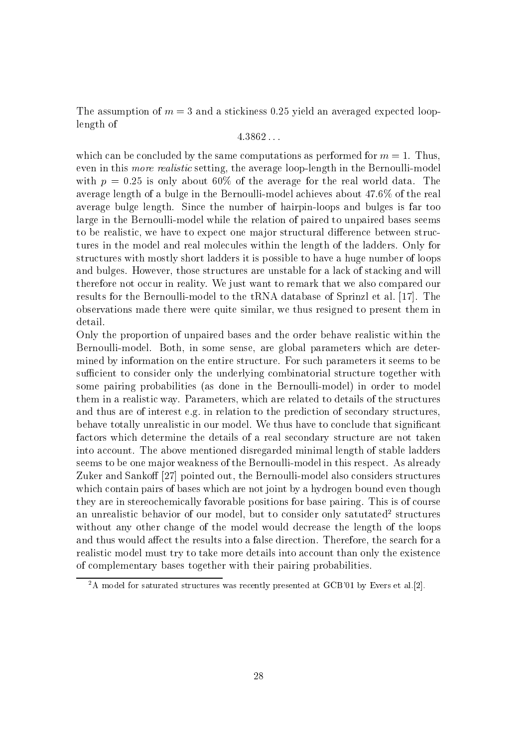The assumption of $m = 3$ and a stickiness 0.25 yield an averaged expected loop-length of

$$4.3862\ldots$$

which can be concluded by the same computations as performed for $m = 1$. Thus, even in this *more realistic* setting, the average loop-length in the Bernoulli-model with $p = 0.25$ is only about 60% of the average for the real world data. The average length of a bulge in the Bernoulli-model achieves about 47.6% of the real average bulge length. Since the number of hairpin-loops and bulges is far too large in the Bernoulli-model while the relation of paired to unpaired bases seems to be realistic, we have to expect one major structural difference between structures in the model and real molecules within the length of the ladders. Only for structures with mostly short ladders it is possible to have a huge number of loops and bulges. However, those structures are unstable for a lack of stacking and will therefore not occur in reality. We just want to remark that we also compared our results for the Bernoulli-model to the tRNA database of Sprinzl et al. [17]. The observations made there were quite similar, we thus resigned to present them in detail.

Only the proportion of unpaired bases and the order behave realistic within the Bernoulli-model. Both, in some sense, are global parameters which are determined by information on the entire structure. For such parameters it seems to be sufficient to consider only the underlying combinatorial structure together with some pairing probabilities (as done in the Bernoulli-model) in order to model them in a realistic way. Parameters, which are related to details of the structures and thus are of interest e.g. in relation to the prediction of secondary structures, behave totally unrealistic in our model. We thus have to conclude that significant factors which determine the details of a real secondary structure are not taken into account. The above mentioned disregarded minimal length of stable ladders seems to be one major weakness of the Bernoulli-model in this respect. As already Zuker and Sankoff [27] pointed out, the Bernoulli-model also considers structures which contain pairs of bases which are not joint by a hydrogen bound even though they are in stereochemically favorable positions for base pairing. This is of course an unrealistic behavior of our model, but to consider only satutated[2] structures without any other change of the model would decrease the length of the loops and thus would affect the results into a false direction. Therefore, the search for a realistic model must try to take more details into account than only the existence of complementary bases together with their pairing probabilities.

[2] A model for saturated structures was recently presented at GCB'01 by Evers et al.[2].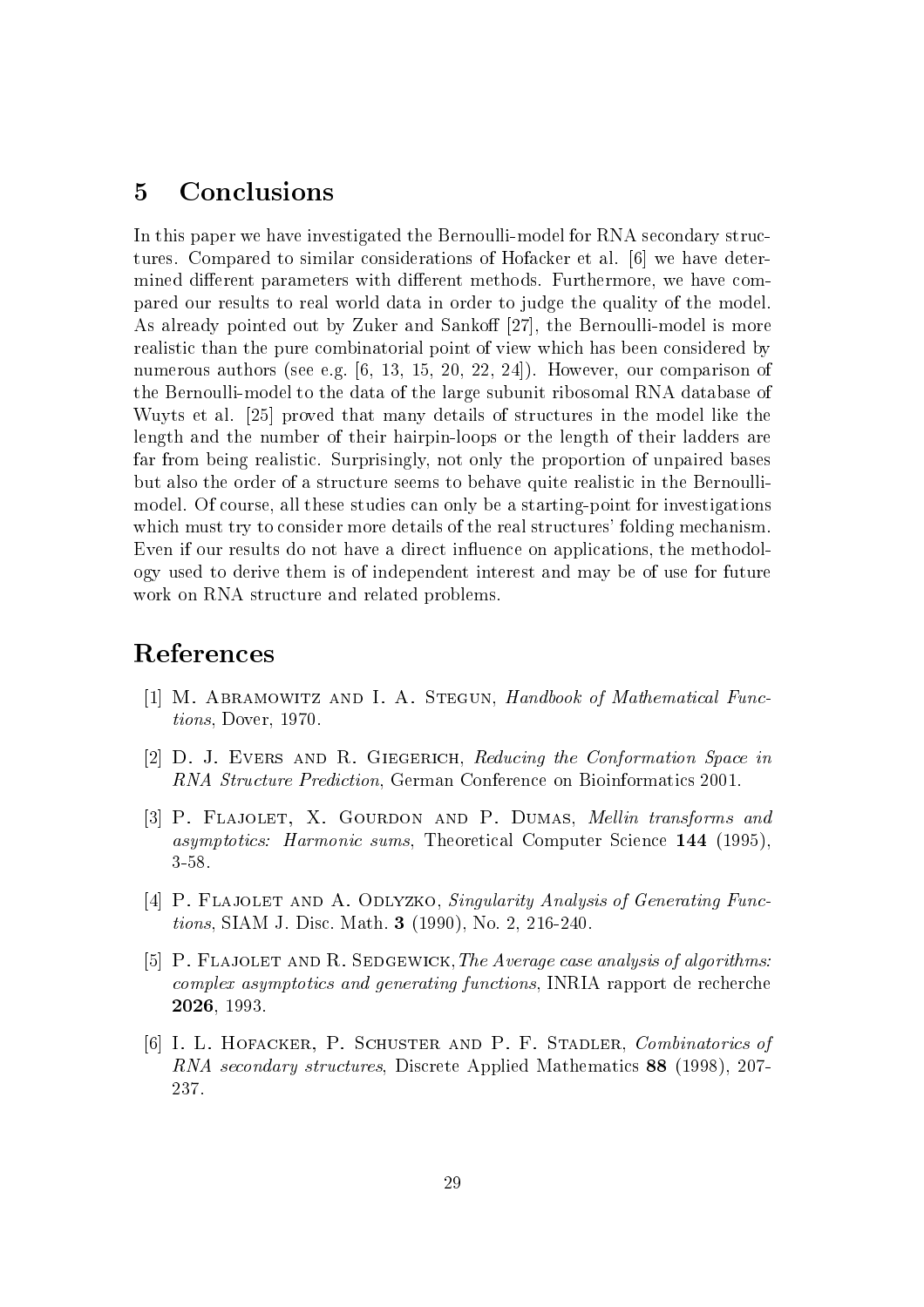## 5 Conclusions

In this paper we have investigated the Bernoulli-model for RNA secondary structures. Compared to similar considerations of Hofacker et al. [6] we have determined different parameters with different methods. Furthermore, we have compared our results to real world data in order to judge the quality of the model. As already pointed out by Zuker and Sankoff [27], the Bernoulli-model is more realistic than the pure combinatorial point of view which has been considered by numerous authors (see e.g. [6, 13, 15, 20, 22, 24]). However, our comparison of the Bernoulli-model to the data of the large subunit ribosomal RNA database of Wuyts et al. [25] proved that many details of structures in the model like the length and the number of their hairpin-loops or the length of their ladders are far from being realistic. Surprisingly, not only the proportion of unpaired bases but also the order of a structure seems to behave quite realistic in the Bernoulli-model. Of course, all these studies can only be a starting-point for investigations which must try to consider more details of the real structures' folding mechanism. Even if our results do not have a direct influence on applications, the methodology used to derive them is of independent interest and may be of use for future work on RNA structure and related problems.

## References

[1] M. Abramowitz and I. A. Stegun, *Handbook of Mathematical Functions*, Dover, 1970.

[2] D. J. Evers and R. Giegerich, *Reducing the Conformation Space in RNA Structure Prediction*, German Conference on Bioinformatics 2001.

[3] P. Flajolet, X. Gourdon and P. Dumas, *Mellin transforms and asymptotics: Harmonic sums*, Theoretical Computer Science **144** (1995), 3-58.

[4] P. Flajolet and A. Odlyzko, *Singularity Analysis of Generating Functions*, SIAM J. Disc. Math. **3** (1990), No. 2, 216-240.

[5] P. Flajolet and R. Sedgewick, *The Average case analysis of algorithms: complex asymptotics and generating functions*, INRIA rapport de recherche **2026**, 1993.

[6] I. L. Hofacker, P. Schuster and P. F. Stadler, *Combinatorics of RNA secondary structures*, Discrete Applied Mathematics **88** (1998), 207-237.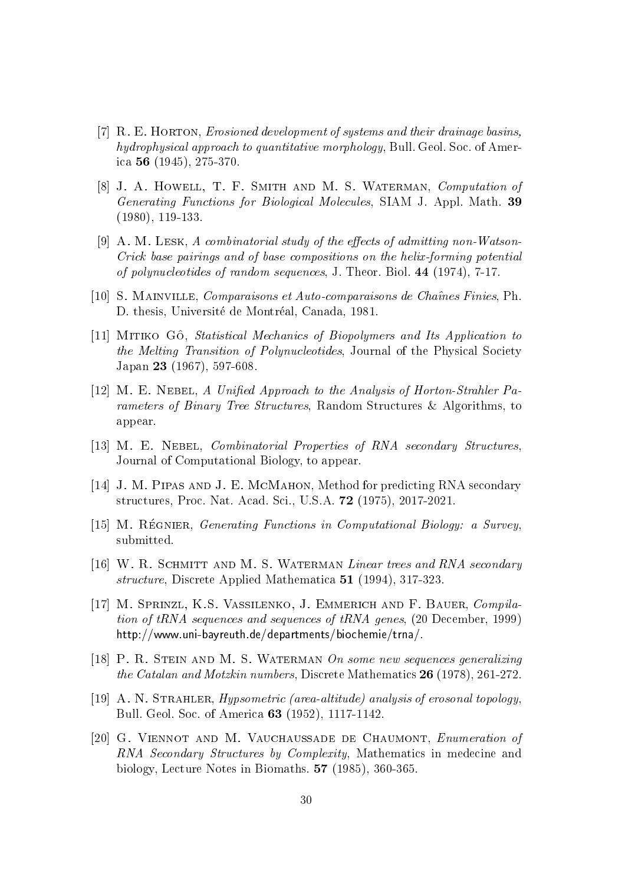[7] R. E. Horton, *Erosioned development of systems and their drainage basins, hydrophysical approach to quantitative morphology*, Bull. Geol. Soc. of America **56** (1945), 275-370.

[8] J. A. Howell, T. F. Smith and M. S. Waterman, *Computation of Generating Functions for Biological Molecules*, SIAM J. Appl. Math. **39** (1980), 119-133.

[9] A. M. Lesk, *A combinatorial study of the effects of admitting non-Watson-Crick base pairings and of base compositions on the helix-forming potential of polynucleotides of random sequences*, J. Theor. Biol. **44** (1974), 7-17.

[10] S. Mainville, *Comparaisons et Auto-comparaisons de Chaînes Finies*, Ph. D. thesis, Université de Montréal, Canada, 1981.

[11] Mitiko Gô, *Statistical Mechanics of Biopolymers and Its Application to the Melting Transition of Polynucleotides*, Journal of the Physical Society Japan **23** (1967), 597-608.

[12] M. E. Nebel, *A Unified Approach to the Analysis of Horton-Strahler Parameters of Binary Tree Structures*, Random Structures & Algorithms, to appear.

[13] M. E. Nebel, *Combinatorial Properties of RNA secondary Structures*, Journal of Computational Biology, to appear.

[14] J. M. Pipas and J. E. McMahon, Method for predicting RNA secondary structures, Proc. Nat. Acad. Sci., U.S.A. **72** (1975), 2017-2021.

[15] M. Régnier, *Generating Functions in Computational Biology: a Survey*, submitted.

[16] W. R. Schmitt and M. S. Waterman *Linear trees and RNA secondary structure*, Discrete Applied Mathematica **51** (1994), 317-323.

[17] M. Sprinzl, K.S. Vassilenko, J. Emmerich and F. Bauer, *Compilation of tRNA sequences and sequences of tRNA genes*, (20 December, 1999) http://www.uni-bayreuth.de/departments/biochemie/trna/.

[18] P. R. Stein and M. S. Waterman *On some new sequences generalizing the Catalan and Motzkin numbers*, Discrete Mathematics **26** (1978), 261-272.

[19] A. N. Strahler, *Hypsometric (area-altitude) analysis of erosonal topology*, Bull. Geol. Soc. of America **63** (1952), 1117-1142.

[20] G. Viennot and M. Vauchaussade de Chaumont, *Enumeration of RNA Secondary Structures by Complexity*, Mathematics in medecine and biology, Lecture Notes in Biomaths. **57** (1985), 360-365.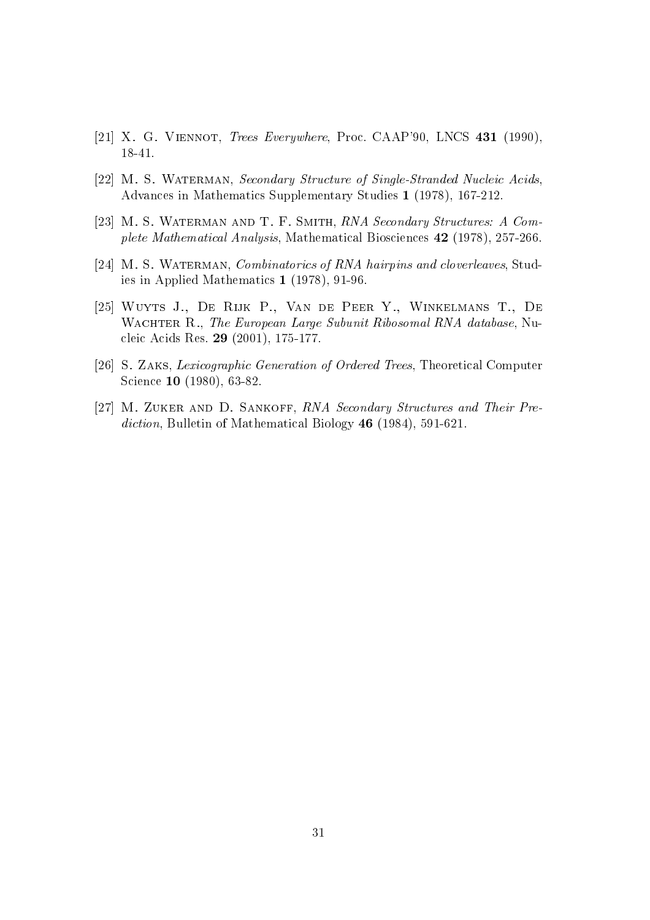[21] X. G. Viennot, *Trees Everywhere*, Proc. CAAP'90, LNCS **431** (1990), 18-41.

[22] M. S. Waterman, *Secondary Structure of Single-Stranded Nucleic Acids*, Advances in Mathematics Supplementary Studies **1** (1978), 167-212.

[23] M. S. Waterman and T. F. Smith, *RNA Secondary Structures: A Complete Mathematical Analysis*, Mathematical Biosciences **42** (1978), 257-266.

[24] M. S. Waterman, *Combinatorics of RNA hairpins and cloverleaves*, Studies in Applied Mathematics **1** (1978), 91-96.

[25] Wuyts J., De Rijk P., Van de Peer Y., Winkelmans T., De Wachter R., *The European Large Subunit Ribosomal RNA database*, Nucleic Acids Res. **29** (2001), 175-177.

[26] S. Zaks, *Lexicographic Generation of Ordered Trees*, Theoretical Computer Science **10** (1980), 63-82.

[27] M. Zuker and D. Sankoff, *RNA Secondary Structures and Their Prediction*, Bulletin of Mathematical Biology **46** (1984), 591-621.